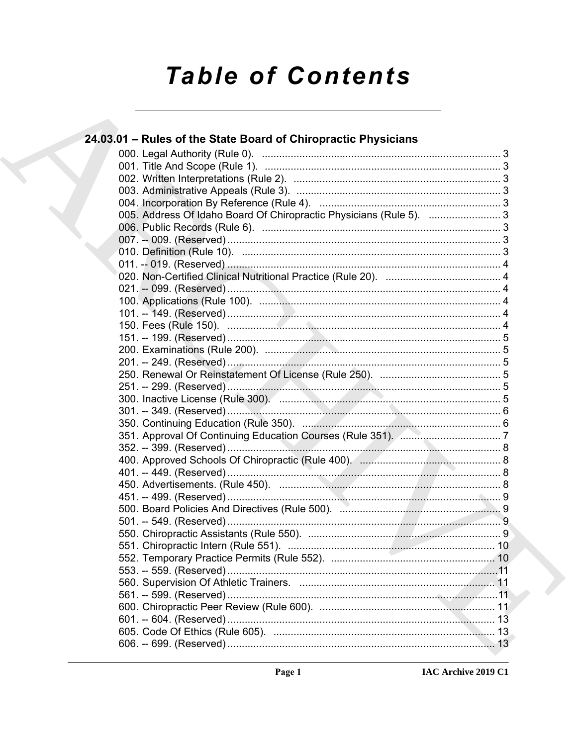# Table of Contents

## 24.03.01 – Rules of the State Board of Chiropractic Physicians

000. Legal Authority (Rule 0). ... 3
001. Title And Scope (Rule 1). ... 3
002. Written Interpretations (Rule 2). ... 3
003. Administrative Appeals (Rule 3). ... 3
004. Incorporation By Reference (Rule 4). ... 3
005. Address Of Idaho Board Of Chiropractic Physicians (Rule 5). ... 3
006. Public Records (Rule 6). ... 3
007. -- 009. (Reserved) ... 3
010. Definition (Rule 10). ... 3
011. -- 019. (Reserved) ... 4
020. Non-Certified Clinical Nutritional Practice (Rule 20). ... 4
021. -- 099. (Reserved) ... 4
100. Applications (Rule 100). ... 4
101. -- 149. (Reserved) ... 4
150. Fees (Rule 150). ... 4
151. -- 199. (Reserved) ... 5
200. Examinations (Rule 200). ... 5
201. -- 249. (Reserved) ... 5
250. Renewal Or Reinstatement Of License (Rule 250). ... 5
251. -- 299. (Reserved) ... 5
300. Inactive License (Rule 300). ... 5
301. -- 349. (Reserved) ... 6
350. Continuing Education (Rule 350). ... 6
351. Approval Of Continuing Education Courses (Rule 351). ... 7
352. -- 399. (Reserved) ... 8
400. Approved Schools Of Chiropractic (Rule 400). ... 8
401. -- 449. (Reserved) ... 8
450. Advertisements. (Rule 450). ... 8
451. -- 499. (Reserved) ... 9
500. Board Policies And Directives (Rule 500). ... 9
501. -- 549. (Reserved) ... 9
550. Chiropractic Assistants (Rule 550). ... 9
551. Chiropractic Intern (Rule 551). ... 10
552. Temporary Practice Permits (Rule 552). ... 10
553. -- 559. (Reserved) ... 11
560. Supervision Of Athletic Trainers. ... 11
561. -- 599. (Reserved) ... 11
600. Chiropractic Peer Review (Rule 600). ... 11
601. -- 604. (Reserved) ... 13
605. Code Of Ethics (Rule 605). ... 13
606. -- 699. (Reserved) ... 13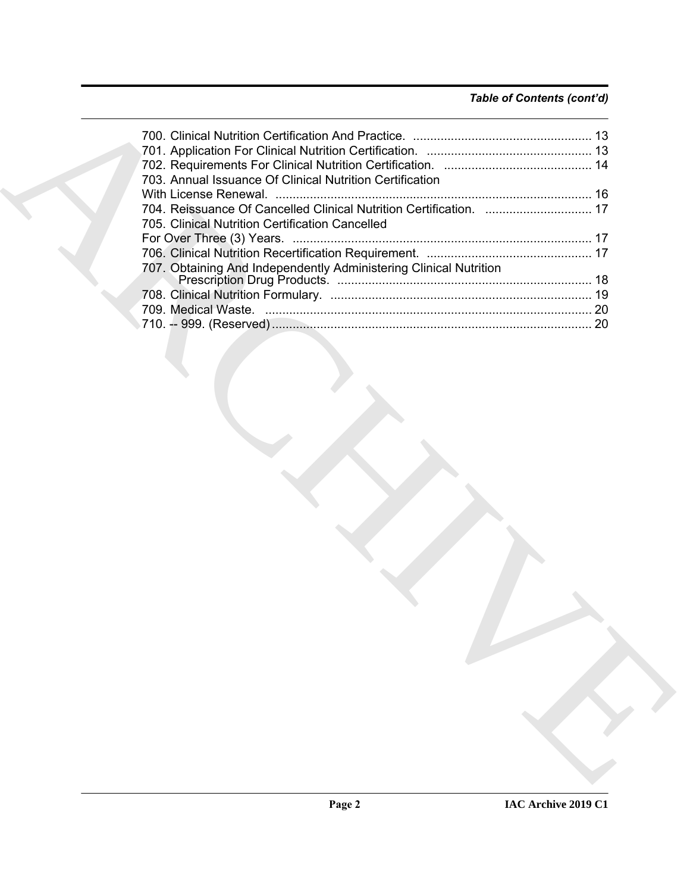*Table of Contents (cont'd)*

700. Clinical Nutrition Certification And Practice. .................................................... 13
701. Application For Clinical Nutrition Certification. ................................................ 13
702. Requirements For Clinical Nutrition Certification. ........................................... 14
703. Annual Issuance Of Clinical Nutrition Certification With License Renewal. ........................................................................................... 16
704. Reissuance Of Cancelled Clinical Nutrition Certification. ............................... 17
705. Clinical Nutrition Certification Cancelled For Over Three (3) Years. ....................................................................................... 17
706. Clinical Nutrition Recertification Requirement. ................................................ 17
707. Obtaining And Independently Administering Clinical Nutrition Prescription Drug Products. .......................................................................... 18
708. Clinical Nutrition Formulary. ............................................................................ 19
709. Medical Waste. ............................................................................................... 20
710. -- 999. (Reserved) ............................................................................................ 20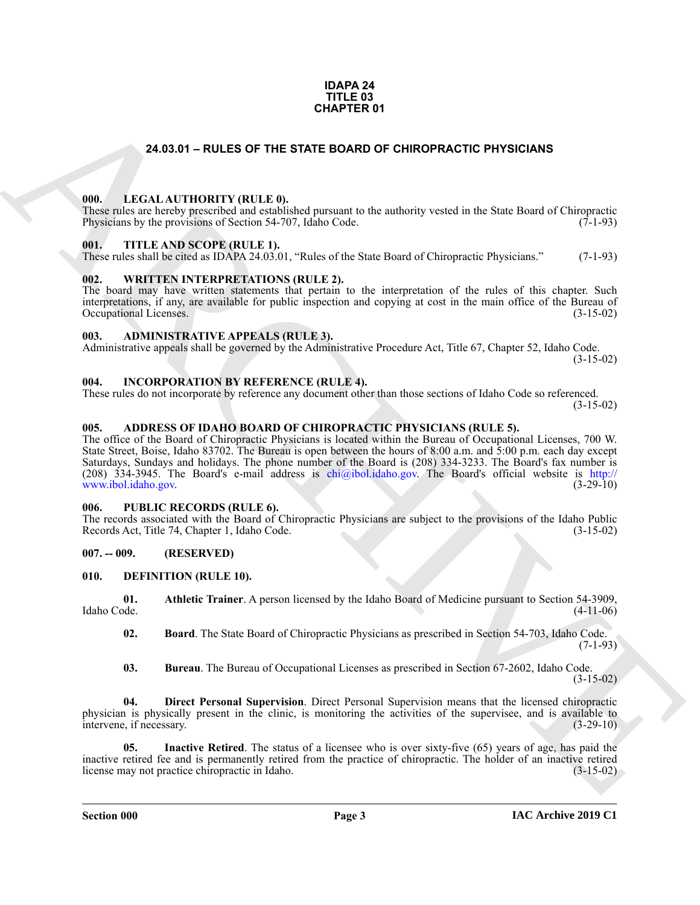**IDAPA 24**
**TITLE 03**
**CHAPTER 01**

# 24.03.01 – RULES OF THE STATE BOARD OF CHIROPRACTIC PHYSICIANS

### 000. LEGAL AUTHORITY (RULE 0).

These rules are hereby prescribed and established pursuant to the authority vested in the State Board of Chiropractic Physicians by the provisions of Section 54-707, Idaho Code. (7-1-93)

### 001. TITLE AND SCOPE (RULE 1).

These rules shall be cited as IDAPA 24.03.01, "Rules of the State Board of Chiropractic Physicians." (7-1-93)

### 002. WRITTEN INTERPRETATIONS (RULE 2).

The board may have written statements that pertain to the interpretation of the rules of this chapter. Such interpretations, if any, are available for public inspection and copying at cost in the main office of the Bureau of Occupational Licenses. (3-15-02)

### 003. ADMINISTRATIVE APPEALS (RULE 3).

Administrative appeals shall be governed by the Administrative Procedure Act, Title 67, Chapter 52, Idaho Code. (3-15-02)

### 004. INCORPORATION BY REFERENCE (RULE 4).

These rules do not incorporate by reference any document other than those sections of Idaho Code so referenced. (3-15-02)

### 005. ADDRESS OF IDAHO BOARD OF CHIROPRACTIC PHYSICIANS (RULE 5).

The office of the Board of Chiropractic Physicians is located within the Bureau of Occupational Licenses, 700 W. State Street, Boise, Idaho 83702. The Bureau is open between the hours of 8:00 a.m. and 5:00 p.m. each day except Saturdays, Sundays and holidays. The phone number of the Board is (208) 334-3233. The Board's fax number is (208) 334-3945. The Board's e-mail address is chi@ibol.idaho.gov. The Board's official website is http://www.ibol.idaho.gov. (3-29-10)

### 006. PUBLIC RECORDS (RULE 6).

The records associated with the Board of Chiropractic Physicians are subject to the provisions of the Idaho Public Records Act, Title 74, Chapter 1, Idaho Code. (3-15-02)

### 007. -- 009. (RESERVED)

### 010. DEFINITION (RULE 10).

**01. Athletic Trainer**. A person licensed by the Idaho Board of Medicine pursuant to Section 54-3909, Idaho Code. (4-11-06)

**02. Board**. The State Board of Chiropractic Physicians as prescribed in Section 54-703, Idaho Code. (7-1-93)

**03. Bureau**. The Bureau of Occupational Licenses as prescribed in Section 67-2602, Idaho Code. (3-15-02)

**04. Direct Personal Supervision**. Direct Personal Supervision means that the licensed chiropractic physician is physically present in the clinic, is monitoring the activities of the supervisee, and is available to intervene, if necessary. (3-29-10)

**05. Inactive Retired**. The status of a licensee who is over sixty-five (65) years of age, has paid the inactive retired fee and is permanently retired from the practice of chiropractic. The holder of an inactive retired license may not practice chiropractic in Idaho. (3-15-02)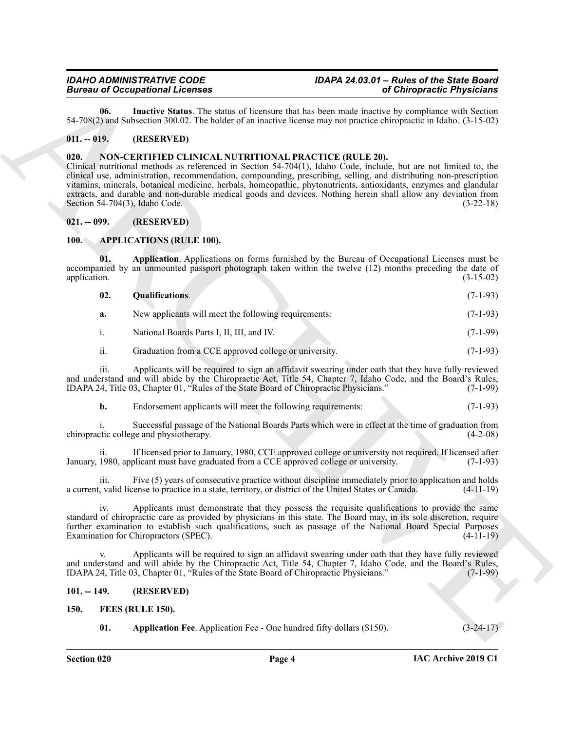**06. Inactive Status**. The status of licensure that has been made inactive by compliance with Section 54-708(2) and Subsection 300.02. The holder of an inactive license may not practice chiropractic in Idaho. (3-15-02)

### 011. -- 019. (RESERVED)

### 020. NON-CERTIFIED CLINICAL NUTRITIONAL PRACTICE (RULE 20).

Clinical nutritional methods as referenced in Section 54-704(1), Idaho Code, include, but are not limited to, the clinical use, administration, recommendation, compounding, prescribing, selling, and distributing non-prescription vitamins, minerals, botanical medicine, herbals, homeopathic, phytonutrients, antioxidants, enzymes and glandular extracts, and durable and non-durable medical goods and devices. Nothing herein shall allow any deviation from Section 54-704(3), Idaho Code. (3-22-18)

### 021. -- 099. (RESERVED)

### 100. APPLICATIONS (RULE 100).

**01. Application**. Applications on forms furnished by the Bureau of Occupational Licenses must be accompanied by an unmounted passport photograph taken within the twelve (12) months preceding the date of application. (3-15-02)

**02. Qualifications**. (7-1-93)

**a.** New applicants will meet the following requirements: (7-1-93)

i. National Boards Parts I, II, III, and IV. (7-1-99)

ii. Graduation from a CCE approved college or university. (7-1-93)

iii. Applicants will be required to sign an affidavit swearing under oath that they have fully reviewed and understand and will abide by the Chiropractic Act, Title 54, Chapter 7, Idaho Code, and the Board's Rules, IDAPA 24, Title 03, Chapter 01, "Rules of the State Board of Chiropractic Physicians." (7-1-99)

**b.** Endorsement applicants will meet the following requirements: (7-1-93)

i. Successful passage of the National Boards Parts which were in effect at the time of graduation from chiropractic college and physiotherapy. (4-2-08)

ii. If licensed prior to January, 1980, CCE approved college or university not required. If licensed after January, 1980, applicant must have graduated from a CCE approved college or university. (7-1-93)

iii. Five (5) years of consecutive practice without discipline immediately prior to application and holds a current, valid license to practice in a state, territory, or district of the United States or Canada. (4-11-19)

iv. Applicants must demonstrate that they possess the requisite qualifications to provide the same standard of chiropractic care as provided by physicians in this state. The Board may, in its sole discretion, require further examination to establish such qualifications, such as passage of the National Board Special Purposes Examination for Chiropractors (SPEC). (4-11-19)

v. Applicants will be required to sign an affidavit swearing under oath that they have fully reviewed and understand and will abide by the Chiropractic Act, Title 54, Chapter 7, Idaho Code, and the Board's Rules, IDAPA 24, Title 03, Chapter 01, "Rules of the State Board of Chiropractic Physicians." (7-1-99)

### 101. -- 149. (RESERVED)

### 150. FEES (RULE 150).

**01. Application Fee**. Application Fee - One hundred fifty dollars ($150). (3-24-17)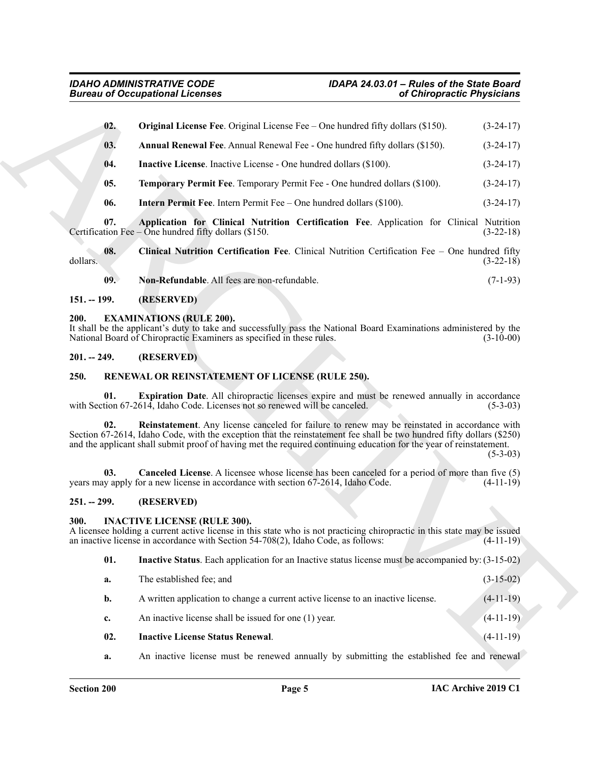**02. Original License Fee**. Original License Fee – One hundred fifty dollars ($150). (3-24-17)

**03. Annual Renewal Fee**. Annual Renewal Fee - One hundred fifty dollars ($150). (3-24-17)

**04. Inactive License**. Inactive License - One hundred dollars ($100). (3-24-17)

**05. Temporary Permit Fee**. Temporary Permit Fee - One hundred dollars ($100). (3-24-17)

**06. Intern Permit Fee**. Intern Permit Fee – One hundred dollars ($100). (3-24-17)

**07. Application for Clinical Nutrition Certification Fee**. Application for Clinical Nutrition Certification Fee – One hundred fifty dollars ($150. (3-22-18)

**08. Clinical Nutrition Certification Fee**. Clinical Nutrition Certification Fee – One hundred fifty dollars. (3-22-18)

**09. Non-Refundable**. All fees are non-refundable. (7-1-93)

## 151. -- 199. (RESERVED)

## 200. EXAMINATIONS (RULE 200).

It shall be the applicant's duty to take and successfully pass the National Board Examinations administered by the National Board of Chiropractic Examiners as specified in these rules. (3-10-00)

## 201. -- 249. (RESERVED)

## 250. RENEWAL OR REINSTATEMENT OF LICENSE (RULE 250).

**01. Expiration Date**. All chiropractic licenses expire and must be renewed annually in accordance with Section 67-2614, Idaho Code. Licenses not so renewed will be canceled. (5-3-03)

**02. Reinstatement**. Any license canceled for failure to renew may be reinstated in accordance with Section 67-2614, Idaho Code, with the exception that the reinstatement fee shall be two hundred fifty dollars ($250) and the applicant shall submit proof of having met the required continuing education for the year of reinstatement. (5-3-03)

**03. Canceled License**. A licensee whose license has been canceled for a period of more than five (5) years may apply for a new license in accordance with section 67-2614, Idaho Code. (4-11-19)

## 251. -- 299. (RESERVED)

## 300. INACTIVE LICENSE (RULE 300).

A licensee holding a current active license in this state who is not practicing chiropractic in this state may be issued an inactive license in accordance with Section 54-708(2), Idaho Code, as follows: (4-11-19)

**01. Inactive Status**. Each application for an Inactive status license must be accompanied by: (3-15-02)

a. The established fee; and (3-15-02)

b. A written application to change a current active license to an inactive license. (4-11-19)

c. An inactive license shall be issued for one (1) year. (4-11-19)

**02. Inactive License Status Renewal**. (4-11-19)

a. An inactive license must be renewed annually by submitting the established fee and renewal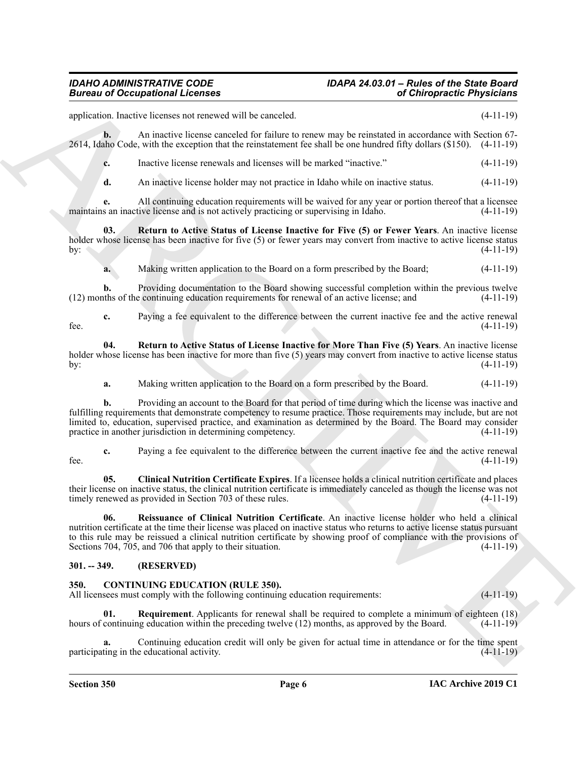application. Inactive licenses not renewed will be canceled. (4-11-19)

**b.** An inactive license canceled for failure to renew may be reinstated in accordance with Section 67-2614, Idaho Code, with the exception that the reinstatement fee shall be one hundred fifty dollars ($150). (4-11-19)

**c.** Inactive license renewals and licenses will be marked "inactive." (4-11-19)

**d.** An inactive license holder may not practice in Idaho while on inactive status. (4-11-19)

**e.** All continuing education requirements will be waived for any year or portion thereof that a licensee maintains an inactive license and is not actively practicing or supervising in Idaho. (4-11-19)

**03. Return to Active Status of License Inactive for Five (5) or Fewer Years**. An inactive license holder whose license has been inactive for five (5) or fewer years may convert from inactive to active license status by: (4-11-19)

**a.** Making written application to the Board on a form prescribed by the Board; (4-11-19)

**b.** Providing documentation to the Board showing successful completion within the previous twelve (12) months of the continuing education requirements for renewal of an active license; and (4-11-19)

**c.** Paying a fee equivalent to the difference between the current inactive fee and the active renewal fee. (4-11-19)

**04. Return to Active Status of License Inactive for More Than Five (5) Years**. An inactive license holder whose license has been inactive for more than five (5) years may convert from inactive to active license status by: (4-11-19)

**a.** Making written application to the Board on a form prescribed by the Board. (4-11-19)

**b.** Providing an account to the Board for that period of time during which the license was inactive and fulfilling requirements that demonstrate competency to resume practice. Those requirements may include, but are not limited to, education, supervised practice, and examination as determined by the Board. The Board may consider practice in another jurisdiction in determining competency. (4-11-19)

**c.** Paying a fee equivalent to the difference between the current inactive fee and the active renewal fee. (4-11-19)

**05. Clinical Nutrition Certificate Expires**. If a licensee holds a clinical nutrition certificate and places their license on inactive status, the clinical nutrition certificate is immediately canceled as though the license was not timely renewed as provided in Section 703 of these rules. (4-11-19)

**06. Reissuance of Clinical Nutrition Certificate**. An inactive license holder who held a clinical nutrition certificate at the time their license was placed on inactive status who returns to active license status pursuant to this rule may be reissued a clinical nutrition certificate by showing proof of compliance with the provisions of Sections 704, 705, and 706 that apply to their situation. (4-11-19)

## 301. -- 349. (RESERVED)

## 350. CONTINUING EDUCATION (RULE 350).

All licensees must comply with the following continuing education requirements: (4-11-19)

**01. Requirement**. Applicants for renewal shall be required to complete a minimum of eighteen (18) hours of continuing education within the preceding twelve (12) months, as approved by the Board. (4-11-19)

**a.** Continuing education credit will only be given for actual time in attendance or for the time spent participating in the educational activity. (4-11-19)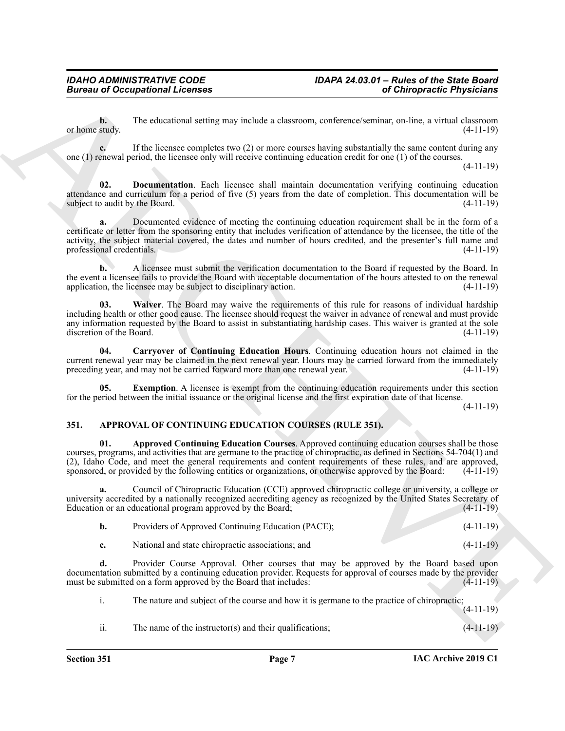**b.** The educational setting may include a classroom, conference/seminar, on-line, a virtual classroom or home study. (4-11-19)

**c.** If the licensee completes two (2) or more courses having substantially the same content during any one (1) renewal period, the licensee only will receive continuing education credit for one (1) of the courses. (4-11-19)

**02. Documentation**. Each licensee shall maintain documentation verifying continuing education attendance and curriculum for a period of five (5) years from the date of completion. This documentation will be subject to audit by the Board. (4-11-19)

**a.** Documented evidence of meeting the continuing education requirement shall be in the form of a certificate or letter from the sponsoring entity that includes verification of attendance by the licensee, the title of the activity, the subject material covered, the dates and number of hours credited, and the presenter's full name and professional credentials. (4-11-19)

**b.** A licensee must submit the verification documentation to the Board if requested by the Board. In the event a licensee fails to provide the Board with acceptable documentation of the hours attested to on the renewal application, the licensee may be subject to disciplinary action. (4-11-19)

**03. Waiver**. The Board may waive the requirements of this rule for reasons of individual hardship including health or other good cause. The licensee should request the waiver in advance of renewal and must provide any information requested by the Board to assist in substantiating hardship cases. This waiver is granted at the sole discretion of the Board. (4-11-19)

**04. Carryover of Continuing Education Hours**. Continuing education hours not claimed in the current renewal year may be claimed in the next renewal year. Hours may be carried forward from the immediately preceding year, and may not be carried forward more than one renewal year. (4-11-19)

**05. Exemption**. A licensee is exempt from the continuing education requirements under this section for the period between the initial issuance or the original license and the first expiration date of that license. (4-11-19)

## 351. APPROVAL OF CONTINUING EDUCATION COURSES (RULE 351).

**01. Approved Continuing Education Courses**. Approved continuing education courses shall be those courses, programs, and activities that are germane to the practice of chiropractic, as defined in Sections 54-704(1) and (2), Idaho Code, and meet the general requirements and content requirements of these rules, and are approved, sponsored, or provided by the following entities or organizations, or otherwise approved by the Board: (4-11-19)

**a.** Council of Chiropractic Education (CCE) approved chiropractic college or university, a college or university accredited by a nationally recognized accrediting agency as recognized by the United States Secretary of Education or an educational program approved by the Board; (4-11-19)

**b.** Providers of Approved Continuing Education (PACE); (4-11-19)

**c.** National and state chiropractic associations; and (4-11-19)

**d.** Provider Course Approval. Other courses that may be approved by the Board based upon documentation submitted by a continuing education provider. Requests for approval of courses made by the provider must be submitted on a form approved by the Board that includes: (4-11-19)

i. The nature and subject of the course and how it is germane to the practice of chiropractic; (4-11-19)

ii. The name of the instructor(s) and their qualifications; (4-11-19)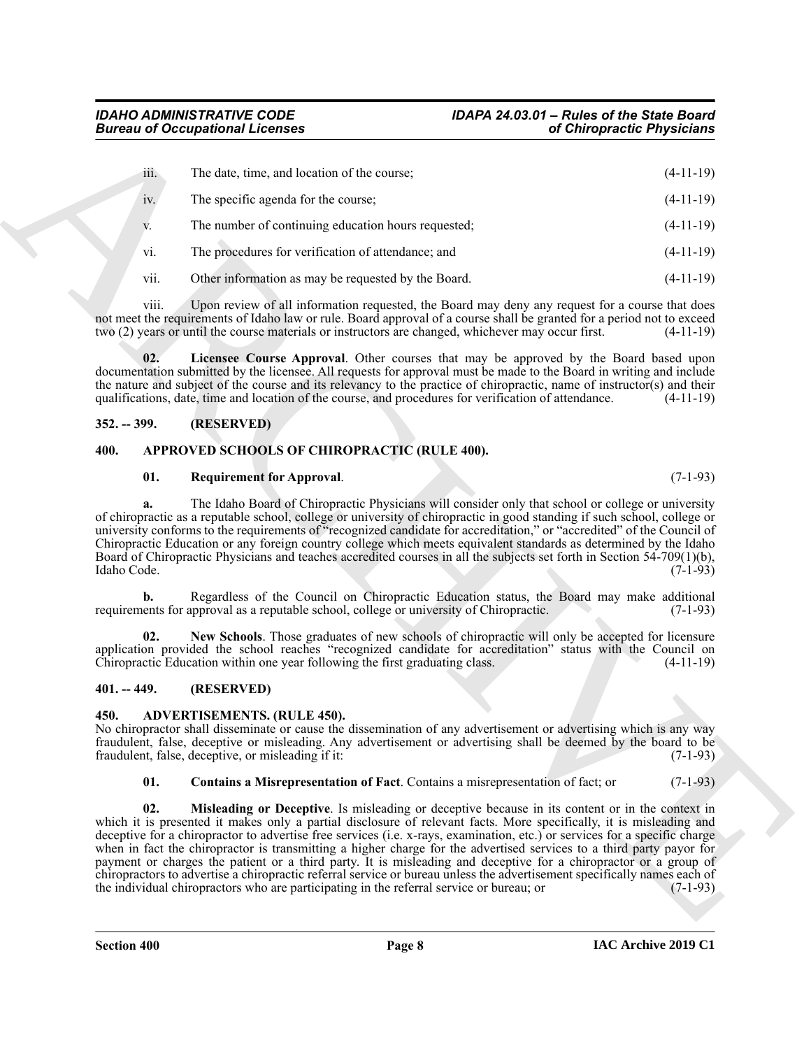iii. The date, time, and location of the course; (4-11-19)

iv. The specific agenda for the course; (4-11-19)

v. The number of continuing education hours requested; (4-11-19)

vi. The procedures for verification of attendance; and (4-11-19)

vii. Other information as may be requested by the Board. (4-11-19)

viii. Upon review of all information requested, the Board may deny any request for a course that does not meet the requirements of Idaho law or rule. Board approval of a course shall be granted for a period not to exceed two (2) years or until the course materials or instructors are changed, whichever may occur first. (4-11-19)

**02. Licensee Course Approval**. Other courses that may be approved by the Board based upon documentation submitted by the licensee. All requests for approval must be made to the Board in writing and include the nature and subject of the course and its relevancy to the practice of chiropractic, name of instructor(s) and their qualifications, date, time and location of the course, and procedures for verification of attendance. (4-11-19)

## 352. -- 399. (RESERVED)

## 400. APPROVED SCHOOLS OF CHIROPRACTIC (RULE 400).

**01. Requirement for Approval**. (7-1-93)

**a.** The Idaho Board of Chiropractic Physicians will consider only that school or college or university of chiropractic as a reputable school, college or university of chiropractic in good standing if such school, college or university conforms to the requirements of "recognized candidate for accreditation," or "accredited" of the Council of Chiropractic Education or any foreign country college which meets equivalent standards as determined by the Idaho Board of Chiropractic Physicians and teaches accredited courses in all the subjects set forth in Section 54-709(1)(b), Idaho Code. (7-1-93)

**b.** Regardless of the Council on Chiropractic Education status, the Board may make additional requirements for approval as a reputable school, college or university of Chiropractic. (7-1-93)

**02. New Schools**. Those graduates of new schools of chiropractic will only be accepted for licensure application provided the school reaches "recognized candidate for accreditation" status with the Council on Chiropractic Education within one year following the first graduating class. (4-11-19)

## 401. -- 449. (RESERVED)

## 450. ADVERTISEMENTS. (RULE 450).

No chiropractor shall disseminate or cause the dissemination of any advertisement or advertising which is any way fraudulent, false, deceptive or misleading. Any advertisement or advertising shall be deemed by the board to be fraudulent, false, deceptive, or misleading if it: (7-1-93)

**01. Contains a Misrepresentation of Fact**. Contains a misrepresentation of fact; or (7-1-93)

**02. Misleading or Deceptive**. Is misleading or deceptive because in its content or in the context in which it is presented it makes only a partial disclosure of relevant facts. More specifically, it is misleading and deceptive for a chiropractor to advertise free services (i.e. x-rays, examination, etc.) or services for a specific charge when in fact the chiropractor is transmitting a higher charge for the advertised services to a third party payor for payment or charges the patient or a third party. It is misleading and deceptive for a chiropractor or a group of chiropractors to advertise a chiropractic referral service or bureau unless the advertisement specifically names each of the individual chiropractors who are participating in the referral service or bureau; or (7-1-93)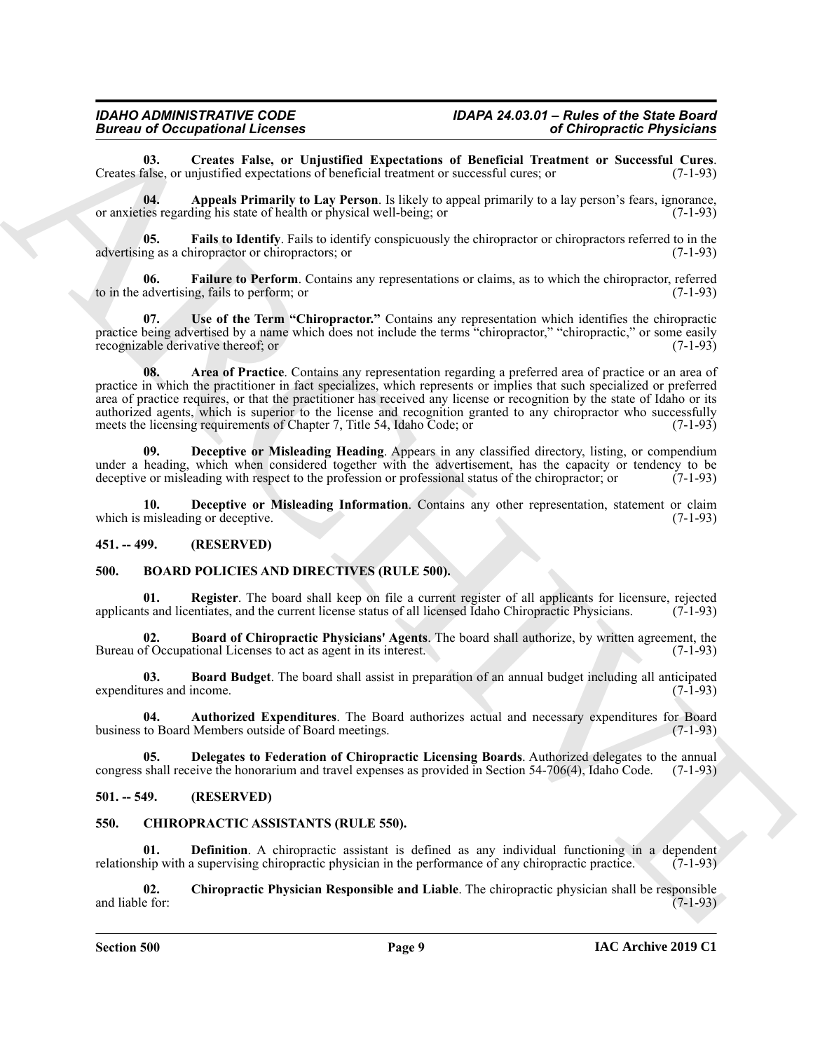**03. Creates False, or Unjustified Expectations of Beneficial Treatment or Successful Cures**. Creates false, or unjustified expectations of beneficial treatment or successful cures; or (7-1-93)

**04. Appeals Primarily to Lay Person**. Is likely to appeal primarily to a lay person's fears, ignorance, or anxieties regarding his state of health or physical well-being; or (7-1-93)

**05. Fails to Identify**. Fails to identify conspicuously the chiropractor or chiropractors referred to in the advertising as a chiropractor or chiropractors; or (7-1-93)

**06. Failure to Perform**. Contains any representations or claims, as to which the chiropractor, referred to in the advertising, fails to perform; or (7-1-93)

**07. Use of the Term "Chiropractor."** Contains any representation which identifies the chiropractic practice being advertised by a name which does not include the terms "chiropractor," "chiropractic," or some easily recognizable derivative thereof; or (7-1-93)

**08. Area of Practice**. Contains any representation regarding a preferred area of practice or an area of practice in which the practitioner in fact specializes, which represents or implies that such specialized or preferred area of practice requires, or that the practitioner has received any license or recognition by the state of Idaho or its authorized agents, which is superior to the license and recognition granted to any chiropractor who successfully meets the licensing requirements of Chapter 7, Title 54, Idaho Code; or (7-1-93)

**09. Deceptive or Misleading Heading**. Appears in any classified directory, listing, or compendium under a heading, which when considered together with the advertisement, has the capacity or tendency to be deceptive or misleading with respect to the profession or professional status of the chiropractor; or (7-1-93)

**10. Deceptive or Misleading Information**. Contains any other representation, statement or claim which is misleading or deceptive. (7-1-93)

## 451. -- 499. (RESERVED)

## 500. BOARD POLICIES AND DIRECTIVES (RULE 500).

**01. Register**. The board shall keep on file a current register of all applicants for licensure, rejected applicants and licentiates, and the current license status of all licensed Idaho Chiropractic Physicians. (7-1-93)

**02. Board of Chiropractic Physicians' Agents**. The board shall authorize, by written agreement, the Bureau of Occupational Licenses to act as agent in its interest. (7-1-93)

**03. Board Budget**. The board shall assist in preparation of an annual budget including all anticipated expenditures and income. (7-1-93)

**04. Authorized Expenditures**. The Board authorizes actual and necessary expenditures for Board business to Board Members outside of Board meetings. (7-1-93)

**05. Delegates to Federation of Chiropractic Licensing Boards**. Authorized delegates to the annual congress shall receive the honorarium and travel expenses as provided in Section 54-706(4), Idaho Code. (7-1-93)

## 501. -- 549. (RESERVED)

## 550. CHIROPRACTIC ASSISTANTS (RULE 550).

**01. Definition**. A chiropractic assistant is defined as any individual functioning in a dependent relationship with a supervising chiropractic physician in the performance of any chiropractic practice. (7-1-93)

**02. Chiropractic Physician Responsible and Liable**. The chiropractic physician shall be responsible and liable for: (7-1-93)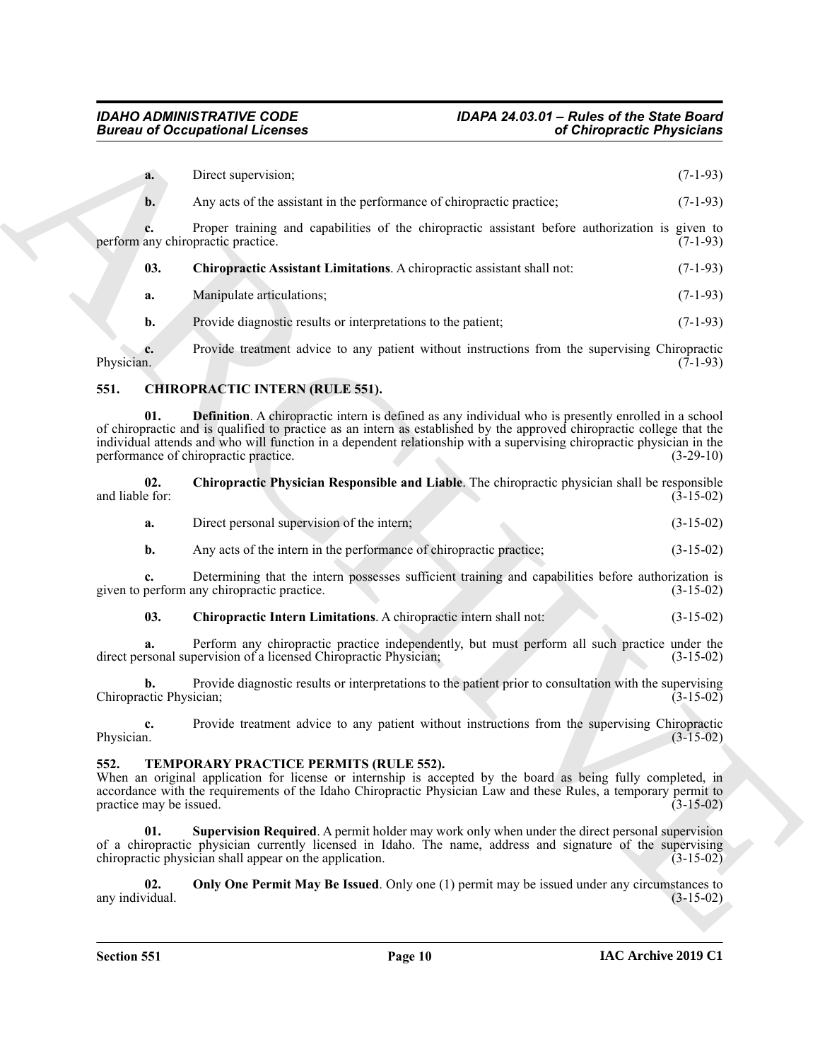**a.** Direct supervision; (7-1-93)

**b.** Any acts of the assistant in the performance of chiropractic practice; (7-1-93)

**c.** Proper training and capabilities of the chiropractic assistant before authorization is given to perform any chiropractic practice. (7-1-93)

**03. Chiropractic Assistant Limitations**. A chiropractic assistant shall not: (7-1-93)

**a.** Manipulate articulations; (7-1-93)

**b.** Provide diagnostic results or interpretations to the patient; (7-1-93)

**c.** Provide treatment advice to any patient without instructions from the supervising Chiropractic Physician. (7-1-93)

## 551. CHIROPRACTIC INTERN (RULE 551).

**01. Definition**. A chiropractic intern is defined as any individual who is presently enrolled in a school of chiropractic and is qualified to practice as an intern as established by the approved chiropractic college that the individual attends and who will function in a dependent relationship with a supervising chiropractic physician in the performance of chiropractic practice. (3-29-10)

**02. Chiropractic Physician Responsible and Liable**. The chiropractic physician shall be responsible and liable for: (3-15-02)

**a.** Direct personal supervision of the intern; (3-15-02)

**b.** Any acts of the intern in the performance of chiropractic practice; (3-15-02)

**c.** Determining that the intern possesses sufficient training and capabilities before authorization is given to perform any chiropractic practice. (3-15-02)

**03. Chiropractic Intern Limitations**. A chiropractic intern shall not: (3-15-02)

**a.** Perform any chiropractic practice independently, but must perform all such practice under the direct personal supervision of a licensed Chiropractic Physician; (3-15-02)

**b.** Provide diagnostic results or interpretations to the patient prior to consultation with the supervising Chiropractic Physician; (3-15-02)

**c.** Provide treatment advice to any patient without instructions from the supervising Chiropractic Physician. (3-15-02)

## 552. TEMPORARY PRACTICE PERMITS (RULE 552).

When an original application for license or internship is accepted by the board as being fully completed, in accordance with the requirements of the Idaho Chiropractic Physician Law and these Rules, a temporary permit to practice may be issued. (3-15-02)

**01. Supervision Required**. A permit holder may work only when under the direct personal supervision of a chiropractic physician currently licensed in Idaho. The name, address and signature of the supervising chiropractic physician shall appear on the application. (3-15-02)

**02. Only One Permit May Be Issued**. Only one (1) permit may be issued under any circumstances to any individual. (3-15-02)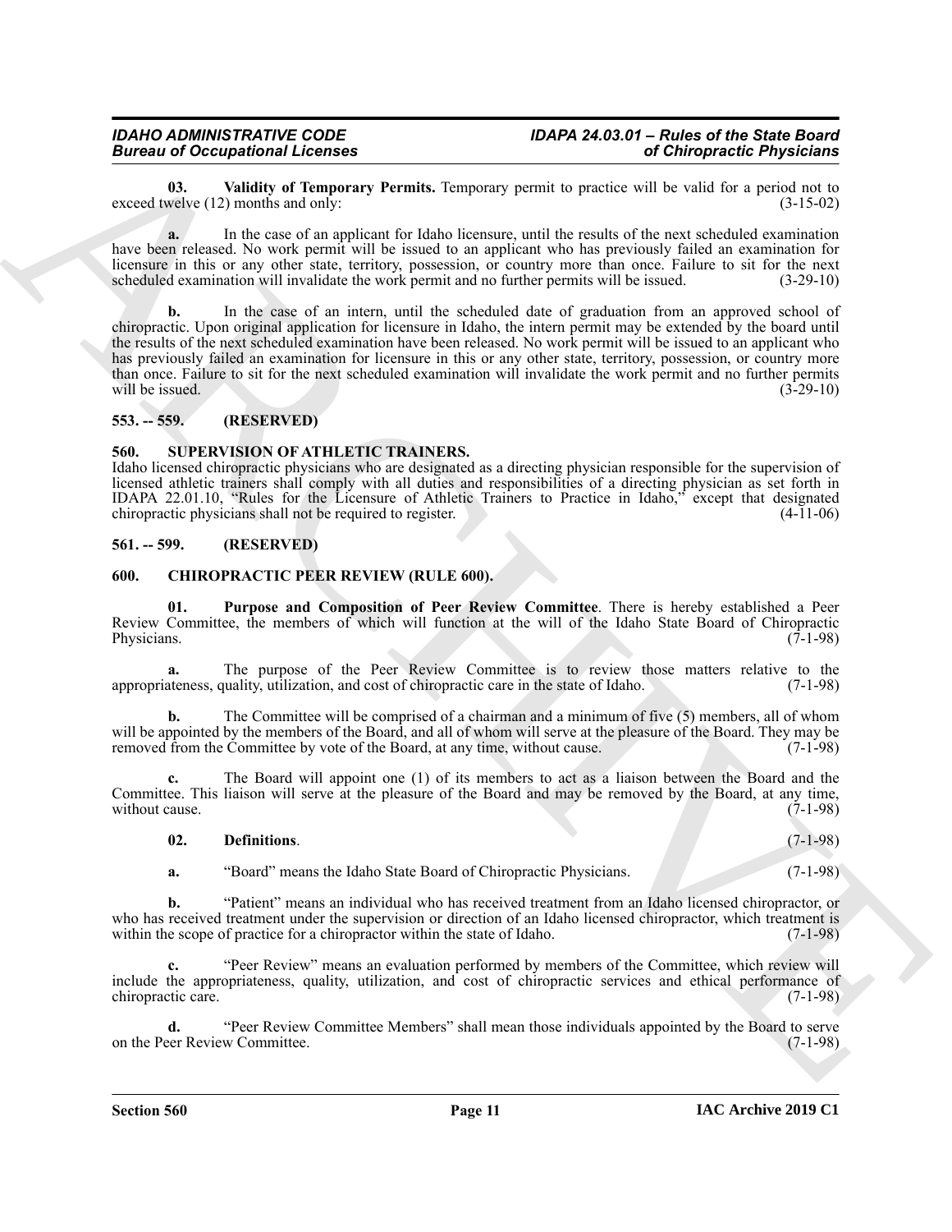**03. Validity of Temporary Permits.** Temporary permit to practice will be valid for a period not to exceed twelve (12) months and only: (3-15-02)

**a.** In the case of an applicant for Idaho licensure, until the results of the next scheduled examination have been released. No work permit will be issued to an applicant who has previously failed an examination for licensure in this or any other state, territory, possession, or country more than once. Failure to sit for the next scheduled examination will invalidate the work permit and no further permits will be issued. (3-29-10)

**b.** In the case of an intern, until the scheduled date of graduation from an approved school of chiropractic. Upon original application for licensure in Idaho, the intern permit may be extended by the board until the results of the next scheduled examination have been released. No work permit will be issued to an applicant who has previously failed an examination for licensure in this or any other state, territory, possession, or country more than once. Failure to sit for the next scheduled examination will invalidate the work permit and no further permits will be issued. (3-29-10)

## 553. -- 559. (RESERVED)

## 560. SUPERVISION OF ATHLETIC TRAINERS.

Idaho licensed chiropractic physicians who are designated as a directing physician responsible for the supervision of licensed athletic trainers shall comply with all duties and responsibilities of a directing physician as set forth in IDAPA 22.01.10, "Rules for the Licensure of Athletic Trainers to Practice in Idaho," except that designated chiropractic physicians shall not be required to register. (4-11-06)

## 561. -- 599. (RESERVED)

## 600. CHIROPRACTIC PEER REVIEW (RULE 600).

**01. Purpose and Composition of Peer Review Committee**. There is hereby established a Peer Review Committee, the members of which will function at the will of the Idaho State Board of Chiropractic Physicians. (7-1-98)

**a.** The purpose of the Peer Review Committee is to review those matters relative to the appropriateness, quality, utilization, and cost of chiropractic care in the state of Idaho. (7-1-98)

**b.** The Committee will be comprised of a chairman and a minimum of five (5) members, all of whom will be appointed by the members of the Board, and all of whom will serve at the pleasure of the Board. They may be removed from the Committee by vote of the Board, at any time, without cause. (7-1-98)

**c.** The Board will appoint one (1) of its members to act as a liaison between the Board and the Committee. This liaison will serve at the pleasure of the Board and may be removed by the Board, at any time, without cause. (7-1-98)

**02. Definitions**. (7-1-98)

**a.** "Board" means the Idaho State Board of Chiropractic Physicians. (7-1-98)

**b.** "Patient" means an individual who has received treatment from an Idaho licensed chiropractor, or who has received treatment under the supervision or direction of an Idaho licensed chiropractor, which treatment is within the scope of practice for a chiropractor within the state of Idaho. (7-1-98)

**c.** "Peer Review" means an evaluation performed by members of the Committee, which review will include the appropriateness, quality, utilization, and cost of chiropractic services and ethical performance of chiropractic care. (7-1-98)

**d.** "Peer Review Committee Members" shall mean those individuals appointed by the Board to serve on the Peer Review Committee. (7-1-98)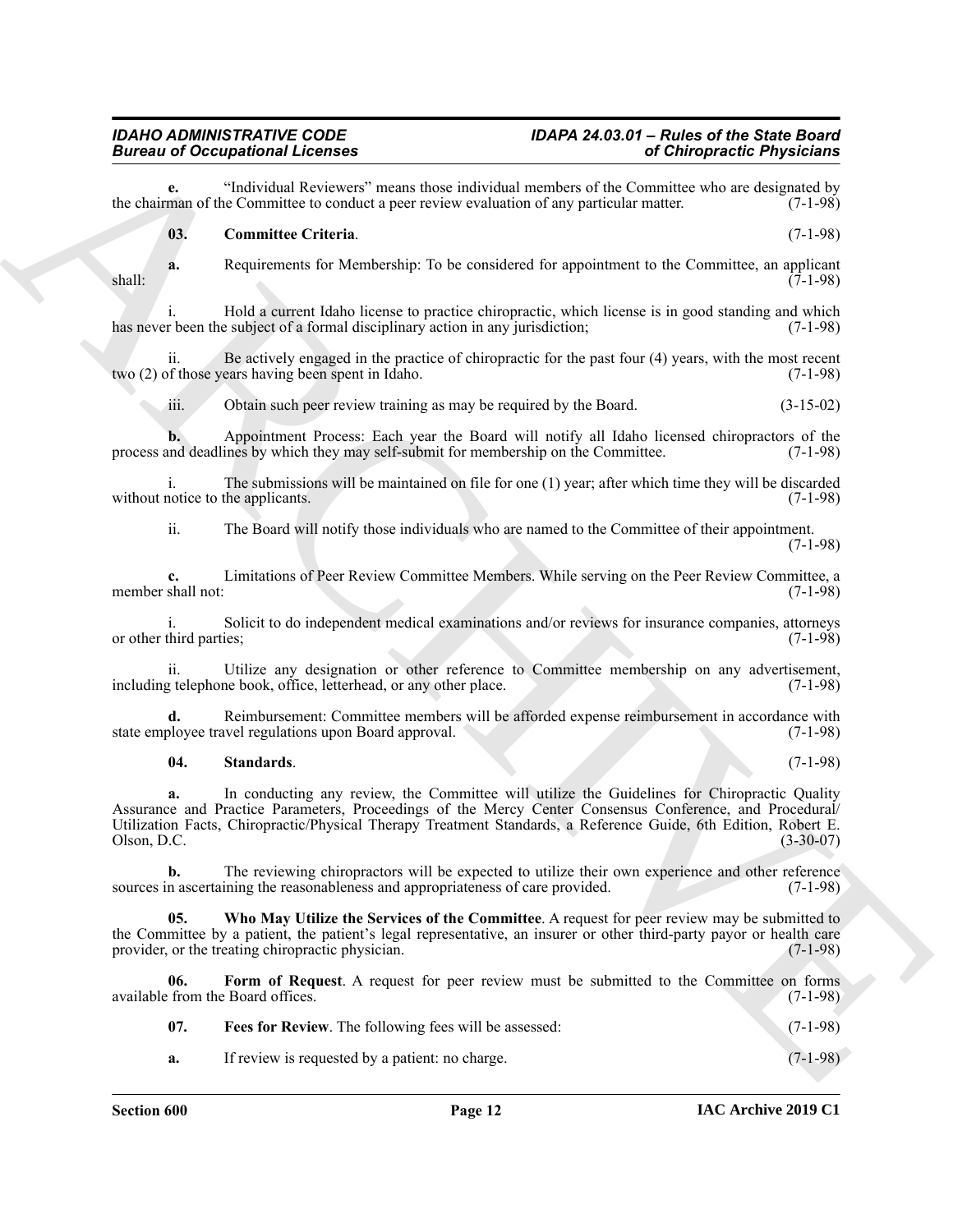**e.** "Individual Reviewers" means those individual members of the Committee who are designated by the chairman of the Committee to conduct a peer review evaluation of any particular matter. (7-1-98)

**03. Committee Criteria**. (7-1-98)

**a.** Requirements for Membership: To be considered for appointment to the Committee, an applicant shall: (7-1-98)

i. Hold a current Idaho license to practice chiropractic, which license is in good standing and which has never been the subject of a formal disciplinary action in any jurisdiction; (7-1-98)

ii. Be actively engaged in the practice of chiropractic for the past four (4) years, with the most recent two (2) of those years having been spent in Idaho. (7-1-98)

iii. Obtain such peer review training as may be required by the Board. (3-15-02)

**b.** Appointment Process: Each year the Board will notify all Idaho licensed chiropractors of the process and deadlines by which they may self-submit for membership on the Committee. (7-1-98)

i. The submissions will be maintained on file for one (1) year; after which time they will be discarded without notice to the applicants. (7-1-98)

ii. The Board will notify those individuals who are named to the Committee of their appointment. (7-1-98)

**c.** Limitations of Peer Review Committee Members. While serving on the Peer Review Committee, a member shall not: (7-1-98)

i. Solicit to do independent medical examinations and/or reviews for insurance companies, attorneys or other third parties; (7-1-98)

ii. Utilize any designation or other reference to Committee membership on any advertisement, including telephone book, office, letterhead, or any other place. (7-1-98)

**d.** Reimbursement: Committee members will be afforded expense reimbursement in accordance with state employee travel regulations upon Board approval. (7-1-98)

**04. Standards**. (7-1-98)

**a.** In conducting any review, the Committee will utilize the Guidelines for Chiropractic Quality Assurance and Practice Parameters, Proceedings of the Mercy Center Consensus Conference, and Procedural/Utilization Facts, Chiropractic/Physical Therapy Treatment Standards, a Reference Guide, 6th Edition, Robert E. Olson, D.C. (3-30-07)

**b.** The reviewing chiropractors will be expected to utilize their own experience and other reference sources in ascertaining the reasonableness and appropriateness of care provided. (7-1-98)

**05. Who May Utilize the Services of the Committee**. A request for peer review may be submitted to the Committee by a patient, the patient's legal representative, an insurer or other third-party payor or health care provider, or the treating chiropractic physician. (7-1-98)

**06. Form of Request**. A request for peer review must be submitted to the Committee on forms available from the Board offices. (7-1-98)

**07. Fees for Review**. The following fees will be assessed: (7-1-98)

**a.** If review is requested by a patient: no charge. (7-1-98)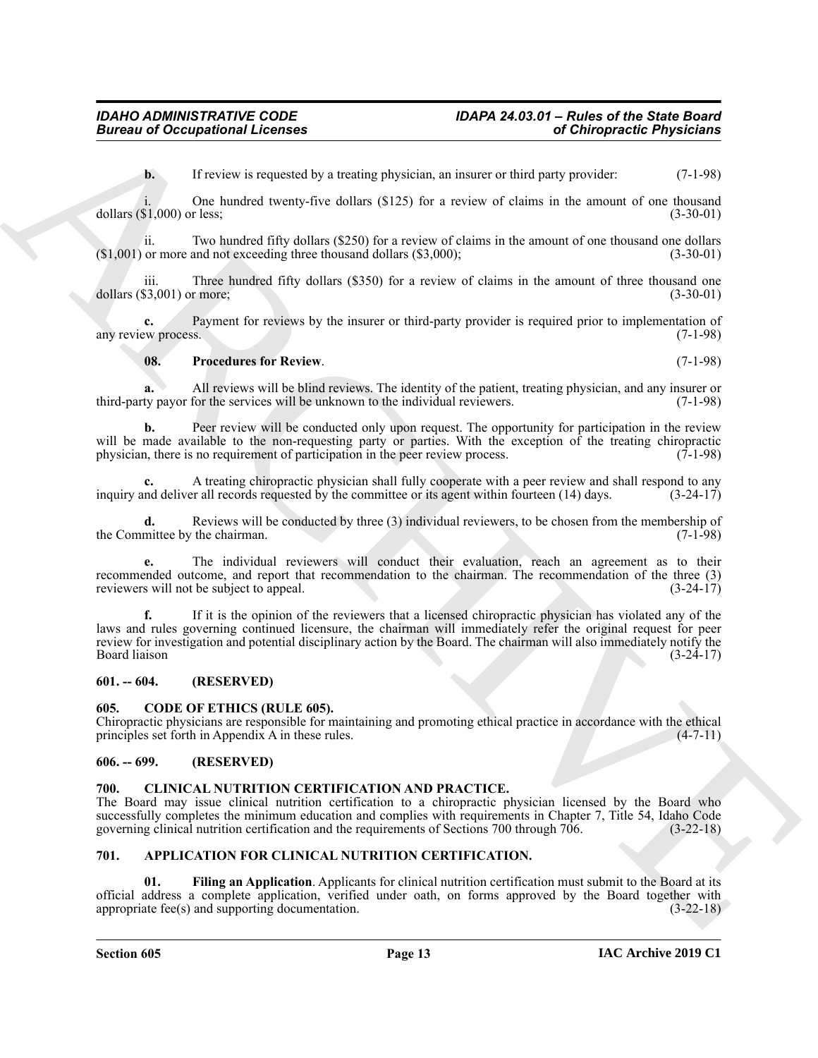**b.** If review is requested by a treating physician, an insurer or third party provider: (7-1-98)

i. One hundred twenty-five dollars ($125) for a review of claims in the amount of one thousand dollars ($1,000) or less; (3-30-01)

ii. Two hundred fifty dollars ($250) for a review of claims in the amount of one thousand one dollars ($1,001) or more and not exceeding three thousand dollars ($3,000); (3-30-01)

iii. Three hundred fifty dollars ($350) for a review of claims in the amount of three thousand one dollars ($3,001) or more; (3-30-01)

**c.** Payment for reviews by the insurer or third-party provider is required prior to implementation of any review process. (7-1-98)

**08. Procedures for Review**. (7-1-98)

**a.** All reviews will be blind reviews. The identity of the patient, treating physician, and any insurer or third-party payor for the services will be unknown to the individual reviewers. (7-1-98)

**b.** Peer review will be conducted only upon request. The opportunity for participation in the review will be made available to the non-requesting party or parties. With the exception of the treating chiropractic physician, there is no requirement of participation in the peer review process. (7-1-98)

**c.** A treating chiropractic physician shall fully cooperate with a peer review and shall respond to any inquiry and deliver all records requested by the committee or its agent within fourteen (14) days. (3-24-17)

**d.** Reviews will be conducted by three (3) individual reviewers, to be chosen from the membership of the Committee by the chairman. (7-1-98)

**e.** The individual reviewers will conduct their evaluation, reach an agreement as to their recommended outcome, and report that recommendation to the chairman. The recommendation of the three (3) reviewers will not be subject to appeal. (3-24-17)

**f.** If it is the opinion of the reviewers that a licensed chiropractic physician has violated any of the laws and rules governing continued licensure, the chairman will immediately refer the original request for peer review for investigation and potential disciplinary action by the Board. The chairman will also immediately notify the Board liaison (3-24-17)

## 601. -- 604. (RESERVED)

## 605. CODE OF ETHICS (RULE 605).

Chiropractic physicians are responsible for maintaining and promoting ethical practice in accordance with the ethical principles set forth in Appendix A in these rules. (4-7-11)

## 606. -- 699. (RESERVED)

## 700. CLINICAL NUTRITION CERTIFICATION AND PRACTICE.

The Board may issue clinical nutrition certification to a chiropractic physician licensed by the Board who successfully completes the minimum education and complies with requirements in Chapter 7, Title 54, Idaho Code governing clinical nutrition certification and the requirements of Sections 700 through 706. (3-22-18)

## 701. APPLICATION FOR CLINICAL NUTRITION CERTIFICATION.

**01. Filing an Application**. Applicants for clinical nutrition certification must submit to the Board at its official address a complete application, verified under oath, on forms approved by the Board together with appropriate fee(s) and supporting documentation. (3-22-18)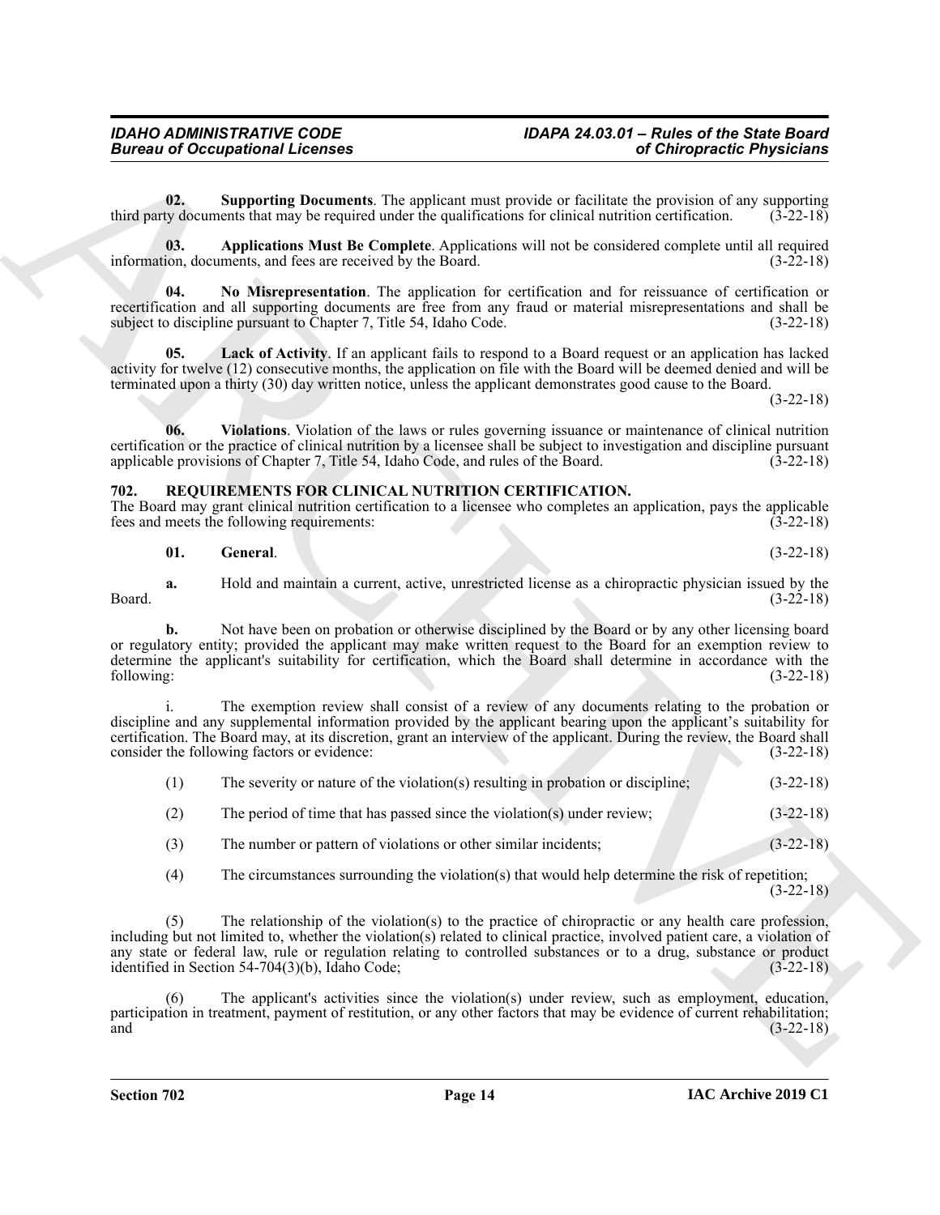**02. Supporting Documents**. The applicant must provide or facilitate the provision of any supporting third party documents that may be required under the qualifications for clinical nutrition certification. (3-22-18)

**03. Applications Must Be Complete**. Applications will not be considered complete until all required information, documents, and fees are received by the Board. (3-22-18)

**04. No Misrepresentation**. The application for certification and for reissuance of certification or recertification and all supporting documents are free from any fraud or material misrepresentations and shall be subject to discipline pursuant to Chapter 7, Title 54, Idaho Code. (3-22-18)

**05. Lack of Activity**. If an applicant fails to respond to a Board request or an application has lacked activity for twelve (12) consecutive months, the application on file with the Board will be deemed denied and will be terminated upon a thirty (30) day written notice, unless the applicant demonstrates good cause to the Board. (3-22-18)

**06. Violations**. Violation of the laws or rules governing issuance or maintenance of clinical nutrition certification or the practice of clinical nutrition by a licensee shall be subject to investigation and discipline pursuant applicable provisions of Chapter 7, Title 54, Idaho Code, and rules of the Board. (3-22-18)

## 702. REQUIREMENTS FOR CLINICAL NUTRITION CERTIFICATION.

The Board may grant clinical nutrition certification to a licensee who completes an application, pays the applicable fees and meets the following requirements: (3-22-18)

**01. General**. (3-22-18)

**a.** Hold and maintain a current, active, unrestricted license as a chiropractic physician issued by the Board. (3-22-18)

**b.** Not have been on probation or otherwise disciplined by the Board or by any other licensing board or regulatory entity; provided the applicant may make written request to the Board for an exemption review to determine the applicant's suitability for certification, which the Board shall determine in accordance with the following: (3-22-18)

i. The exemption review shall consist of a review of any documents relating to the probation or discipline and any supplemental information provided by the applicant bearing upon the applicant's suitability for certification. The Board may, at its discretion, grant an interview of the applicant. During the review, the Board shall consider the following factors or evidence: (3-22-18)

(1) The severity or nature of the violation(s) resulting in probation or discipline; (3-22-18)

(2) The period of time that has passed since the violation(s) under review; (3-22-18)

(3) The number or pattern of violations or other similar incidents; (3-22-18)

(4) The circumstances surrounding the violation(s) that would help determine the risk of repetition; (3-22-18)

(5) The relationship of the violation(s) to the practice of chiropractic or any health care profession, including but not limited to, whether the violation(s) related to clinical practice, involved patient care, a violation of any state or federal law, rule or regulation relating to controlled substances or to a drug, substance or product identified in Section 54-704(3)(b), Idaho Code; (3-22-18)

(6) The applicant's activities since the violation(s) under review, such as employment, education, participation in treatment, payment of restitution, or any other factors that may be evidence of current rehabilitation; and (3-22-18)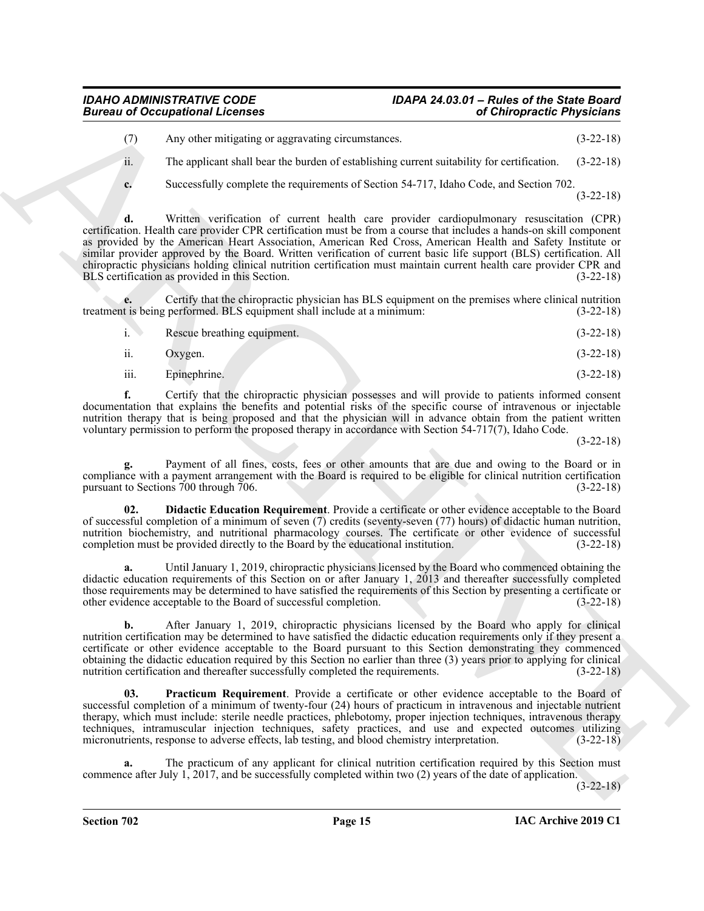(7) Any other mitigating or aggravating circumstances. (3-22-18)

ii. The applicant shall bear the burden of establishing current suitability for certification. (3-22-18)

**c.** Successfully complete the requirements of Section 54-717, Idaho Code, and Section 702. (3-22-18)

**d.** Written verification of current health care provider cardiopulmonary resuscitation (CPR) certification. Health care provider CPR certification must be from a course that includes a hands-on skill component as provided by the American Heart Association, American Red Cross, American Health and Safety Institute or similar provider approved by the Board. Written verification of current basic life support (BLS) certification. All chiropractic physicians holding clinical nutrition certification must maintain current health care provider CPR and BLS certification as provided in this Section. (3-22-18)

**e.** Certify that the chiropractic physician has BLS equipment on the premises where clinical nutrition treatment is being performed. BLS equipment shall include at a minimum: (3-22-18)

i. Rescue breathing equipment. (3-22-18)

ii. Oxygen. (3-22-18)

iii. Epinephrine. (3-22-18)

**f.** Certify that the chiropractic physician possesses and will provide to patients informed consent documentation that explains the benefits and potential risks of the specific course of intravenous or injectable nutrition therapy that is being proposed and that the physician will in advance obtain from the patient written voluntary permission to perform the proposed therapy in accordance with Section 54-717(7), Idaho Code. (3-22-18)

**g.** Payment of all fines, costs, fees or other amounts that are due and owing to the Board or in compliance with a payment arrangement with the Board is required to be eligible for clinical nutrition certification pursuant to Sections 700 through 706. (3-22-18)

**02. Didactic Education Requirement**. Provide a certificate or other evidence acceptable to the Board of successful completion of a minimum of seven (7) credits (seventy-seven (77) hours) of didactic human nutrition, nutrition biochemistry, and nutritional pharmacology courses. The certificate or other evidence of successful completion must be provided directly to the Board by the educational institution. (3-22-18)

**a.** Until January 1, 2019, chiropractic physicians licensed by the Board who commenced obtaining the didactic education requirements of this Section on or after January 1, 2013 and thereafter successfully completed those requirements may be determined to have satisfied the requirements of this Section by presenting a certificate or other evidence acceptable to the Board of successful completion. (3-22-18)

**b.** After January 1, 2019, chiropractic physicians licensed by the Board who apply for clinical nutrition certification may be determined to have satisfied the didactic education requirements only if they present a certificate or other evidence acceptable to the Board pursuant to this Section demonstrating they commenced obtaining the didactic education required by this Section no earlier than three (3) years prior to applying for clinical nutrition certification and thereafter successfully completed the requirements. (3-22-18)

**03. Practicum Requirement**. Provide a certificate or other evidence acceptable to the Board of successful completion of a minimum of twenty-four (24) hours of practicum in intravenous and injectable nutrient therapy, which must include: sterile needle practices, phlebotomy, proper injection techniques, intravenous therapy techniques, intramuscular injection techniques, safety practices, and use and expected outcomes utilizing micronutrients, response to adverse effects, lab testing, and blood chemistry interpretation. (3-22-18)

**a.** The practicum of any applicant for clinical nutrition certification required by this Section must commence after July 1, 2017, and be successfully completed within two (2) years of the date of application. (3-22-18)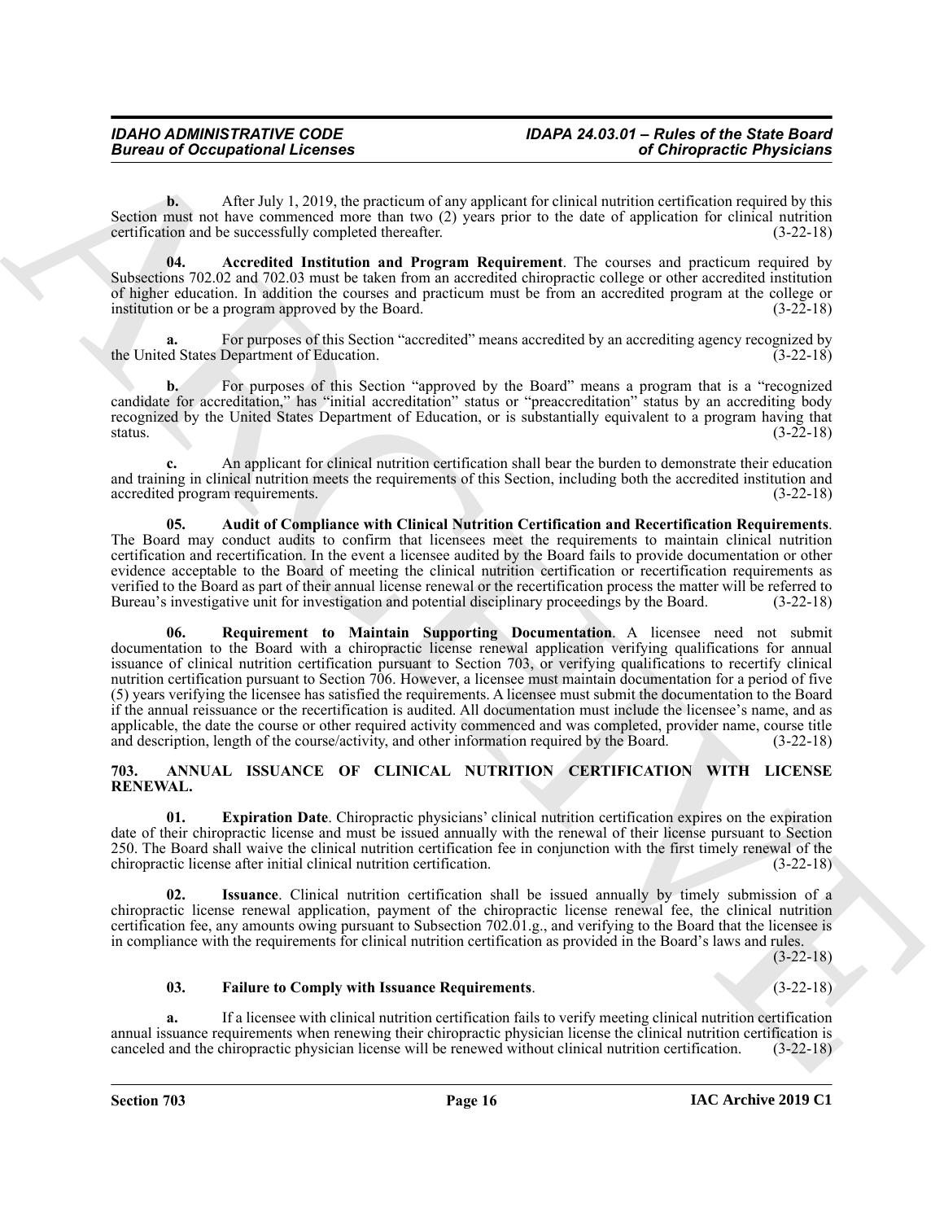**b.** After July 1, 2019, the practicum of any applicant for clinical nutrition certification required by this Section must not have commenced more than two (2) years prior to the date of application for clinical nutrition certification and be successfully completed thereafter. (3-22-18)

**04. Accredited Institution and Program Requirement**. The courses and practicum required by Subsections 702.02 and 702.03 must be taken from an accredited chiropractic college or other accredited institution of higher education. In addition the courses and practicum must be from an accredited program at the college or institution or be a program approved by the Board. (3-22-18)

**a.** For purposes of this Section "accredited" means accredited by an accrediting agency recognized by the United States Department of Education. (3-22-18)

**b.** For purposes of this Section "approved by the Board" means a program that is a "recognized candidate for accreditation," has "initial accreditation" status or "preaccreditation" status by an accrediting body recognized by the United States Department of Education, or is substantially equivalent to a program having that status. (3-22-18)

**c.** An applicant for clinical nutrition certification shall bear the burden to demonstrate their education and training in clinical nutrition meets the requirements of this Section, including both the accredited institution and accredited program requirements. (3-22-18)

**05. Audit of Compliance with Clinical Nutrition Certification and Recertification Requirements**. The Board may conduct audits to confirm that licensees meet the requirements to maintain clinical nutrition certification and recertification. In the event a licensee audited by the Board fails to provide documentation or other evidence acceptable to the Board of meeting the clinical nutrition certification or recertification requirements as verified to the Board as part of their annual license renewal or the recertification process the matter will be referred to Bureau's investigative unit for investigation and potential disciplinary proceedings by the Board. (3-22-18)

**06. Requirement to Maintain Supporting Documentation**. A licensee need not submit documentation to the Board with a chiropractic license renewal application verifying qualifications for annual issuance of clinical nutrition certification pursuant to Section 703, or verifying qualifications to recertify clinical nutrition certification pursuant to Section 706. However, a licensee must maintain documentation for a period of five (5) years verifying the licensee has satisfied the requirements. A licensee must submit the documentation to the Board if the annual reissuance or the recertification is audited. All documentation must include the licensee's name, and as applicable, the date the course or other required activity commenced and was completed, provider name, course title and description, length of the course/activity, and other information required by the Board. (3-22-18)

## 703. ANNUAL ISSUANCE OF CLINICAL NUTRITION CERTIFICATION WITH LICENSE RENEWAL.

**01. Expiration Date**. Chiropractic physicians' clinical nutrition certification expires on the expiration date of their chiropractic license and must be issued annually with the renewal of their license pursuant to Section 250. The Board shall waive the clinical nutrition certification fee in conjunction with the first timely renewal of the chiropractic license after initial clinical nutrition certification. (3-22-18)

**02. Issuance**. Clinical nutrition certification shall be issued annually by timely submission of a chiropractic license renewal application, payment of the chiropractic license renewal fee, the clinical nutrition certification fee, any amounts owing pursuant to Subsection 702.01.g., and verifying to the Board that the licensee is in compliance with the requirements for clinical nutrition certification as provided in the Board's laws and rules. (3-22-18)

**03. Failure to Comply with Issuance Requirements**. (3-22-18)

**a.** If a licensee with clinical nutrition certification fails to verify meeting clinical nutrition certification annual issuance requirements when renewing their chiropractic physician license the clinical nutrition certification is canceled and the chiropractic physician license will be renewed without clinical nutrition certification. (3-22-18)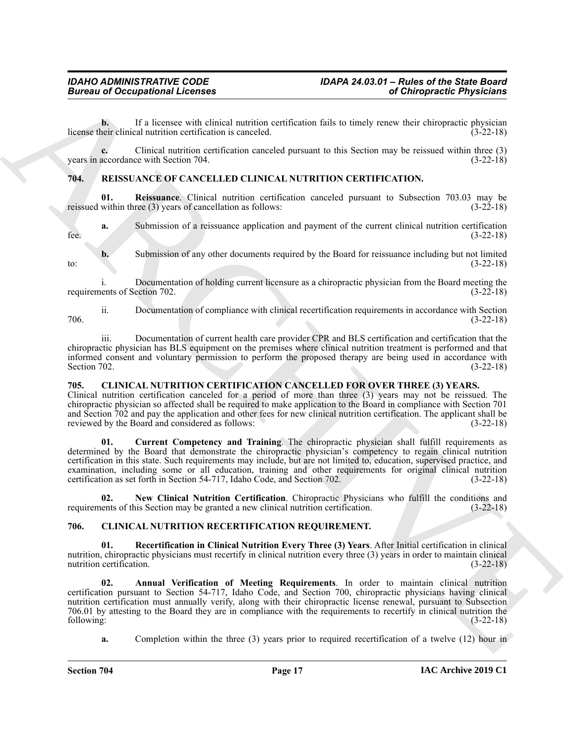**b.** If a licensee with clinical nutrition certification fails to timely renew their chiropractic physician license their clinical nutrition certification is canceled. (3-22-18)

**c.** Clinical nutrition certification canceled pursuant to this Section may be reissued within three (3) years in accordance with Section 704. (3-22-18)

## 704. REISSUANCE OF CANCELLED CLINICAL NUTRITION CERTIFICATION.

**01. Reissuance**. Clinical nutrition certification canceled pursuant to Subsection 703.03 may be reissued within three (3) years of cancellation as follows: (3-22-18)

**a.** Submission of a reissuance application and payment of the current clinical nutrition certification fee. (3-22-18)

**b.** Submission of any other documents required by the Board for reissuance including but not limited to: (3-22-18)

i. Documentation of holding current licensure as a chiropractic physician from the Board meeting the requirements of Section 702. (3-22-18)

ii. Documentation of compliance with clinical recertification requirements in accordance with Section 706. (3-22-18)

iii. Documentation of current health care provider CPR and BLS certification and certification that the chiropractic physician has BLS equipment on the premises where clinical nutrition treatment is performed and that informed consent and voluntary permission to perform the proposed therapy are being used in accordance with Section 702. (3-22-18)

## 705. CLINICAL NUTRITION CERTIFICATION CANCELLED FOR OVER THREE (3) YEARS.

Clinical nutrition certification canceled for a period of more than three (3) years may not be reissued. The chiropractic physician so affected shall be required to make application to the Board in compliance with Section 701 and Section 702 and pay the application and other fees for new clinical nutrition certification. The applicant shall be reviewed by the Board and considered as follows: (3-22-18)

**01. Current Competency and Training**. The chiropractic physician shall fulfill requirements as determined by the Board that demonstrate the chiropractic physician's competency to regain clinical nutrition certification in this state. Such requirements may include, but are not limited to, education, supervised practice, and examination, including some or all education, training and other requirements for original clinical nutrition certification as set forth in Section 54-717, Idaho Code, and Section 702. (3-22-18)

**02. New Clinical Nutrition Certification**. Chiropractic Physicians who fulfill the conditions and requirements of this Section may be granted a new clinical nutrition certification. (3-22-18)

## 706. CLINICAL NUTRITION RECERTIFICATION REQUIREMENT.

**01. Recertification in Clinical Nutrition Every Three (3) Years**. After Initial certification in clinical nutrition, chiropractic physicians must recertify in clinical nutrition every three (3) years in order to maintain clinical nutrition certification. (3-22-18)

**02. Annual Verification of Meeting Requirements**. In order to maintain clinical nutrition certification pursuant to Section 54-717, Idaho Code, and Section 700, chiropractic physicians having clinical nutrition certification must annually verify, along with their chiropractic license renewal, pursuant to Subsection 706.01 by attesting to the Board they are in compliance with the requirements to recertify in clinical nutrition the following: (3-22-18)

**a.** Completion within the three (3) years prior to required recertification of a twelve (12) hour in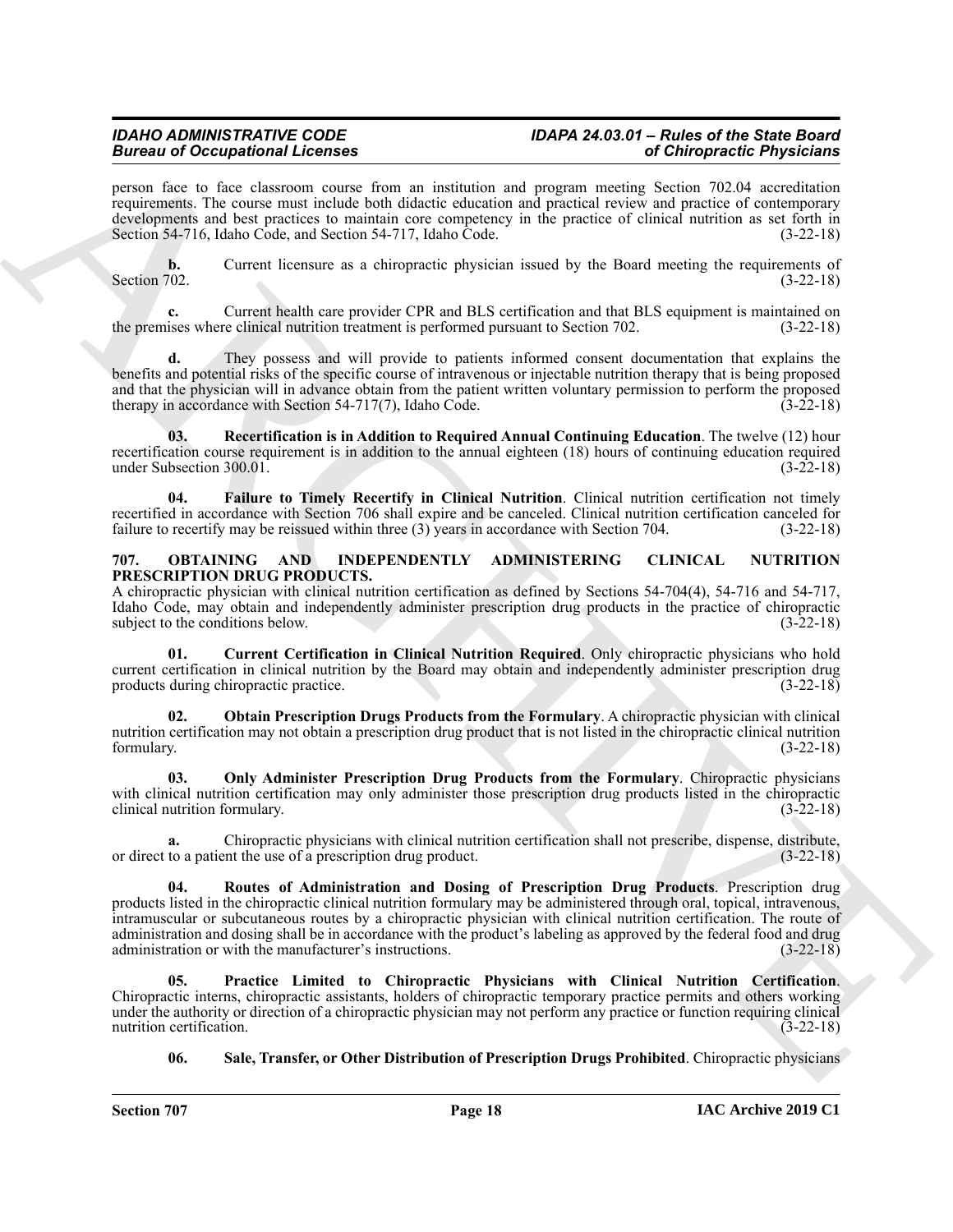person face to face classroom course from an institution and program meeting Section 702.04 accreditation requirements. The course must include both didactic education and practical review and practice of contemporary developments and best practices to maintain core competency in the practice of clinical nutrition as set forth in Section 54-716, Idaho Code, and Section 54-717, Idaho Code. (3-22-18)

**b.** Current licensure as a chiropractic physician issued by the Board meeting the requirements of Section 702. (3-22-18)

**c.** Current health care provider CPR and BLS certification and that BLS equipment is maintained on the premises where clinical nutrition treatment is performed pursuant to Section 702. (3-22-18)

**d.** They possess and will provide to patients informed consent documentation that explains the benefits and potential risks of the specific course of intravenous or injectable nutrition therapy that is being proposed and that the physician will in advance obtain from the patient written voluntary permission to perform the proposed therapy in accordance with Section 54-717(7), Idaho Code. (3-22-18)

**03. Recertification is in Addition to Required Annual Continuing Education**. The twelve (12) hour recertification course requirement is in addition to the annual eighteen (18) hours of continuing education required under Subsection 300.01. (3-22-18)

**04. Failure to Timely Recertify in Clinical Nutrition**. Clinical nutrition certification not timely recertified in accordance with Section 706 shall expire and be canceled. Clinical nutrition certification canceled for failure to recertify may be reissued within three (3) years in accordance with Section 704. (3-22-18)

## 707. OBTAINING AND INDEPENDENTLY ADMINISTERING CLINICAL NUTRITION PRESCRIPTION DRUG PRODUCTS.

A chiropractic physician with clinical nutrition certification as defined by Sections 54-704(4), 54-716 and 54-717, Idaho Code, may obtain and independently administer prescription drug products in the practice of chiropractic subject to the conditions below. (3-22-18)

**01. Current Certification in Clinical Nutrition Required**. Only chiropractic physicians who hold current certification in clinical nutrition by the Board may obtain and independently administer prescription drug products during chiropractic practice. (3-22-18)

**02. Obtain Prescription Drugs Products from the Formulary**. A chiropractic physician with clinical nutrition certification may not obtain a prescription drug product that is not listed in the chiropractic clinical nutrition formulary. (3-22-18)

**03. Only Administer Prescription Drug Products from the Formulary**. Chiropractic physicians with clinical nutrition certification may only administer those prescription drug products listed in the chiropractic clinical nutrition formulary. (3-22-18)

**a.** Chiropractic physicians with clinical nutrition certification shall not prescribe, dispense, distribute, or direct to a patient the use of a prescription drug product. (3-22-18)

**04. Routes of Administration and Dosing of Prescription Drug Products**. Prescription drug products listed in the chiropractic clinical nutrition formulary may be administered through oral, topical, intravenous, intramuscular or subcutaneous routes by a chiropractic physician with clinical nutrition certification. The route of administration and dosing shall be in accordance with the product's labeling as approved by the federal food and drug administration or with the manufacturer's instructions. (3-22-18)

**05. Practice Limited to Chiropractic Physicians with Clinical Nutrition Certification**. Chiropractic interns, chiropractic assistants, holders of chiropractic temporary practice permits and others working under the authority or direction of a chiropractic physician may not perform any practice or function requiring clinical nutrition certification. (3-22-18)

**06. Sale, Transfer, or Other Distribution of Prescription Drugs Prohibited**. Chiropractic physicians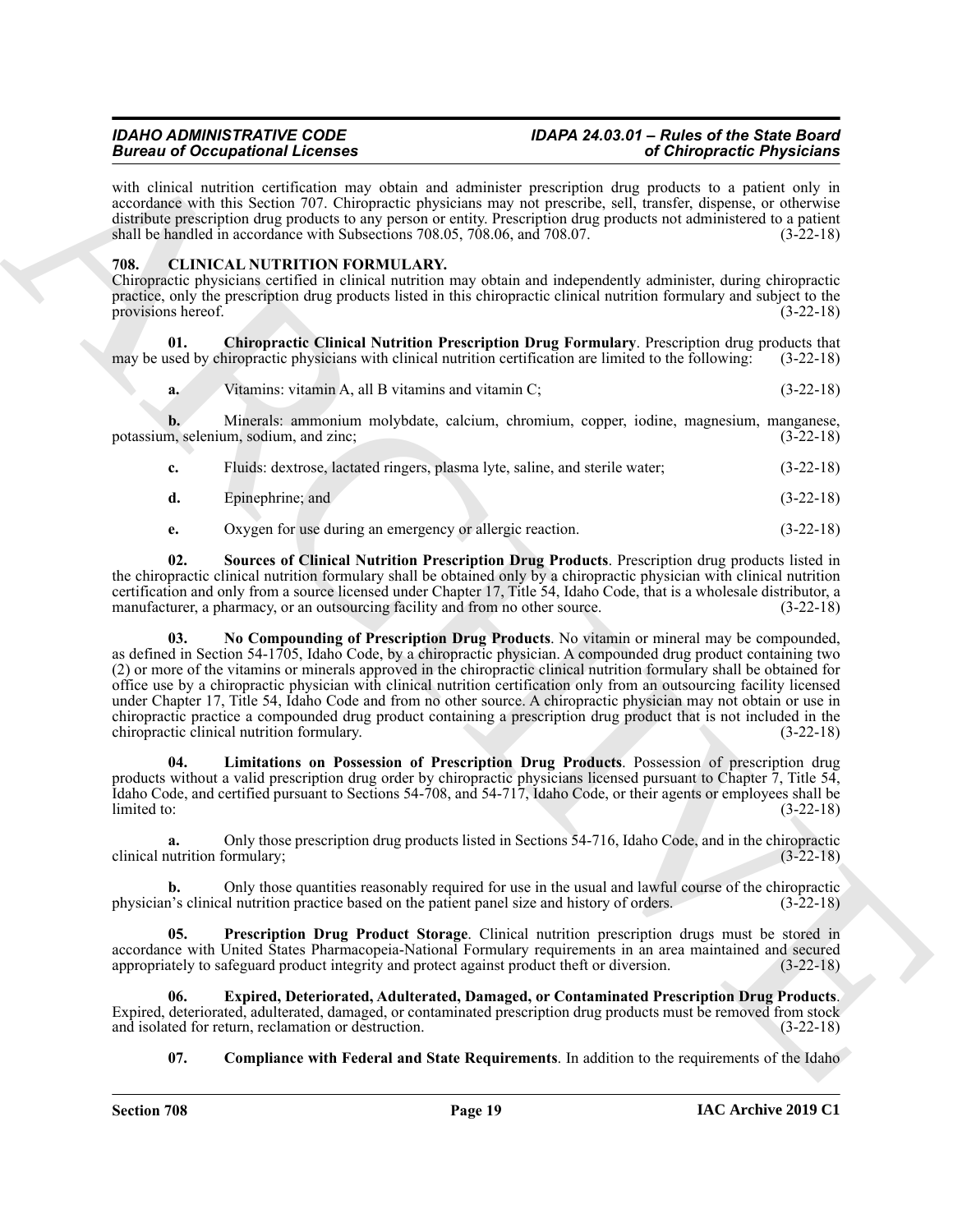with clinical nutrition certification may obtain and administer prescription drug products to a patient only in accordance with this Section 707. Chiropractic physicians may not prescribe, sell, transfer, dispense, or otherwise distribute prescription drug products to any person or entity. Prescription drug products not administered to a patient shall be handled in accordance with Subsections 708.05, 708.06, and 708.07. (3-22-18)

## 708. CLINICAL NUTRITION FORMULARY.

Chiropractic physicians certified in clinical nutrition may obtain and independently administer, during chiropractic practice, only the prescription drug products listed in this chiropractic clinical nutrition formulary and subject to the provisions hereof. (3-22-18)

**01. Chiropractic Clinical Nutrition Prescription Drug Formulary**. Prescription drug products that may be used by chiropractic physicians with clinical nutrition certification are limited to the following: (3-22-18)

**a.** Vitamins: vitamin A, all B vitamins and vitamin C; (3-22-18)

**b.** Minerals: ammonium molybdate, calcium, chromium, copper, iodine, magnesium, manganese, potassium, selenium, sodium, and zinc; (3-22-18)

**c.** Fluids: dextrose, lactated ringers, plasma lyte, saline, and sterile water; (3-22-18)

**d.** Epinephrine; and (3-22-18)

**e.** Oxygen for use during an emergency or allergic reaction. (3-22-18)

**02. Sources of Clinical Nutrition Prescription Drug Products**. Prescription drug products listed in the chiropractic clinical nutrition formulary shall be obtained only by a chiropractic physician with clinical nutrition certification and only from a source licensed under Chapter 17, Title 54, Idaho Code, that is a wholesale distributor, a manufacturer, a pharmacy, or an outsourcing facility and from no other source. (3-22-18)

**03. No Compounding of Prescription Drug Products**. No vitamin or mineral may be compounded, as defined in Section 54-1705, Idaho Code, by a chiropractic physician. A compounded drug product containing two (2) or more of the vitamins or minerals approved in the chiropractic clinical nutrition formulary shall be obtained for office use by a chiropractic physician with clinical nutrition certification only from an outsourcing facility licensed under Chapter 17, Title 54, Idaho Code and from no other source. A chiropractic physician may not obtain or use in chiropractic practice a compounded drug product containing a prescription drug product that is not included in the chiropractic clinical nutrition formulary. (3-22-18)

**04. Limitations on Possession of Prescription Drug Products**. Possession of prescription drug products without a valid prescription drug order by chiropractic physicians licensed pursuant to Chapter 7, Title 54, Idaho Code, and certified pursuant to Sections 54-708, and 54-717, Idaho Code, or their agents or employees shall be limited to: (3-22-18)

**a.** Only those prescription drug products listed in Sections 54-716, Idaho Code, and in the chiropractic clinical nutrition formulary; (3-22-18)

**b.** Only those quantities reasonably required for use in the usual and lawful course of the chiropractic physician's clinical nutrition practice based on the patient panel size and history of orders. (3-22-18)

**05. Prescription Drug Product Storage**. Clinical nutrition prescription drugs must be stored in accordance with United States Pharmacopeia-National Formulary requirements in an area maintained and secured appropriately to safeguard product integrity and protect against product theft or diversion. (3-22-18)

**06. Expired, Deteriorated, Adulterated, Damaged, or Contaminated Prescription Drug Products**. Expired, deteriorated, adulterated, damaged, or contaminated prescription drug products must be removed from stock and isolated for return, reclamation or destruction. (3-22-18)

**07. Compliance with Federal and State Requirements**. In addition to the requirements of the Idaho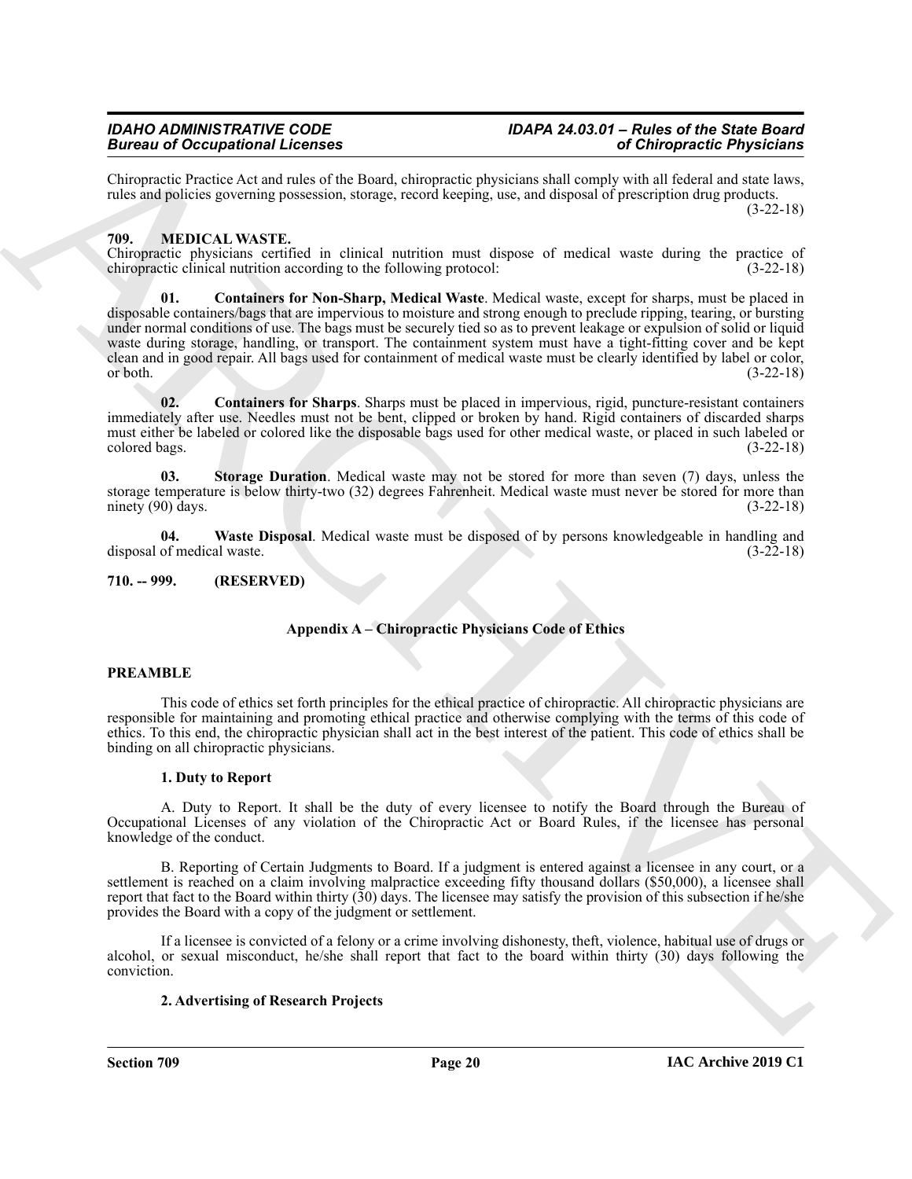Chiropractic Practice Act and rules of the Board, chiropractic physicians shall comply with all federal and state laws, rules and policies governing possession, storage, record keeping, use, and disposal of prescription drug products. (3-22-18)

### 709. MEDICAL WASTE.

Chiropractic physicians certified in clinical nutrition must dispose of medical waste during the practice of chiropractic clinical nutrition according to the following protocol: (3-22-18)

**01. Containers for Non-Sharp, Medical Waste**. Medical waste, except for sharps, must be placed in disposable containers/bags that are impervious to moisture and strong enough to preclude ripping, tearing, or bursting under normal conditions of use. The bags must be securely tied so as to prevent leakage or expulsion of solid or liquid waste during storage, handling, or transport. The containment system must have a tight-fitting cover and be kept clean and in good repair. All bags used for containment of medical waste must be clearly identified by label or color, or both. (3-22-18)

**02. Containers for Sharps**. Sharps must be placed in impervious, rigid, puncture-resistant containers immediately after use. Needles must not be bent, clipped or broken by hand. Rigid containers of discarded sharps must either be labeled or colored like the disposable bags used for other medical waste, or placed in such labeled or colored bags. (3-22-18)

**03. Storage Duration**. Medical waste may not be stored for more than seven (7) days, unless the storage temperature is below thirty-two (32) degrees Fahrenheit. Medical waste must never be stored for more than ninety (90) days. (3-22-18)

**04. Waste Disposal**. Medical waste must be disposed of by persons knowledgeable in handling and disposal of medical waste. (3-22-18)

### 710. -- 999. (RESERVED)

## Appendix A – Chiropractic Physicians Code of Ethics

### PREAMBLE

This code of ethics set forth principles for the ethical practice of chiropractic. All chiropractic physicians are responsible for maintaining and promoting ethical practice and otherwise complying with the terms of this code of ethics. To this end, the chiropractic physician shall act in the best interest of the patient. This code of ethics shall be binding on all chiropractic physicians.

#### 1. Duty to Report

A. Duty to Report. It shall be the duty of every licensee to notify the Board through the Bureau of Occupational Licenses of any violation of the Chiropractic Act or Board Rules, if the licensee has personal knowledge of the conduct.

B. Reporting of Certain Judgments to Board. If a judgment is entered against a licensee in any court, or a settlement is reached on a claim involving malpractice exceeding fifty thousand dollars ($50,000), a licensee shall report that fact to the Board within thirty (30) days. The licensee may satisfy the provision of this subsection if he/she provides the Board with a copy of the judgment or settlement.

If a licensee is convicted of a felony or a crime involving dishonesty, theft, violence, habitual use of drugs or alcohol, or sexual misconduct, he/she shall report that fact to the board within thirty (30) days following the conviction.

#### 2. Advertising of Research Projects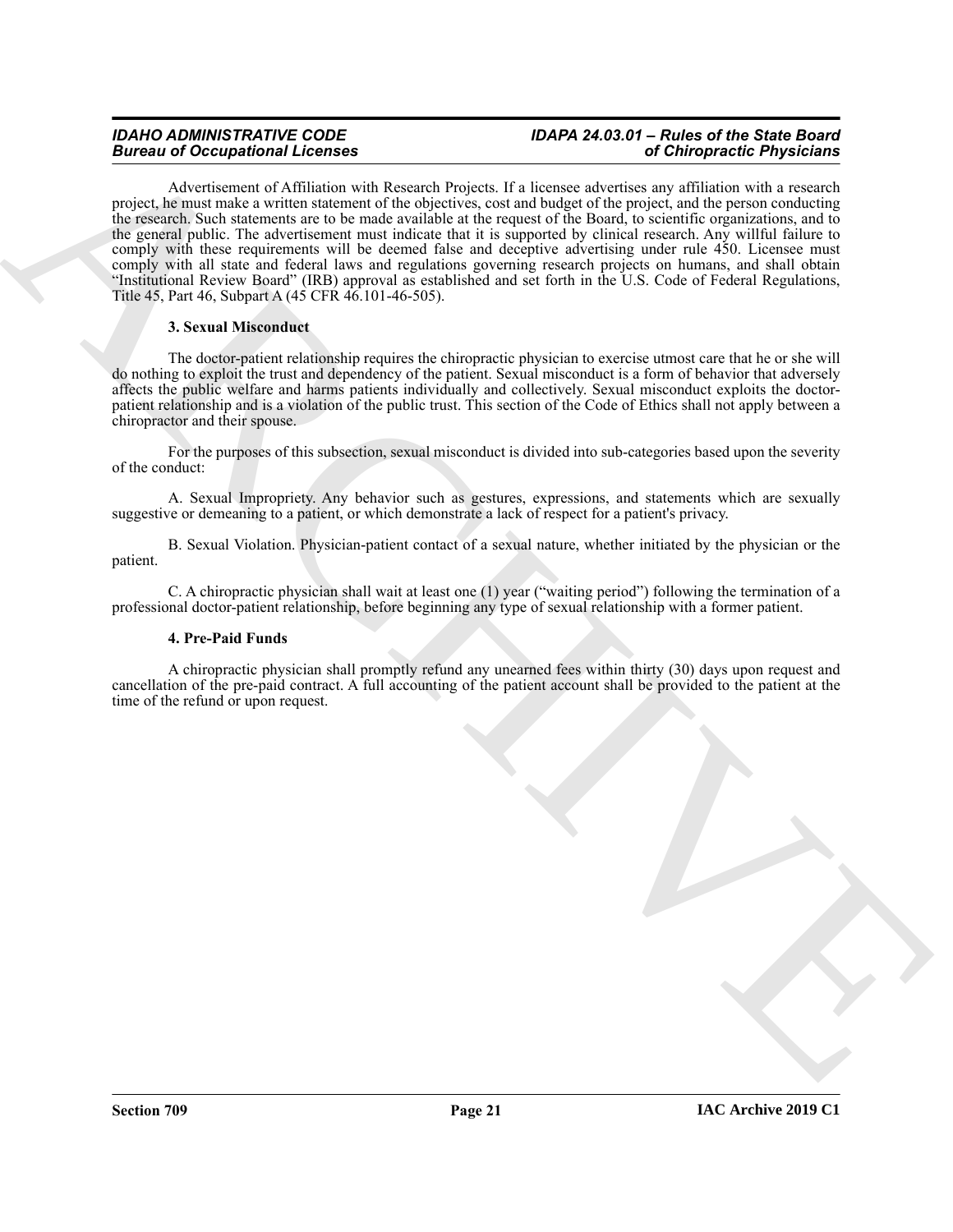Advertisement of Affiliation with Research Projects. If a licensee advertises any affiliation with a research project, he must make a written statement of the objectives, cost and budget of the project, and the person conducting the research. Such statements are to be made available at the request of the Board, to scientific organizations, and to the general public. The advertisement must indicate that it is supported by clinical research. Any willful failure to comply with these requirements will be deemed false and deceptive advertising under rule 450. Licensee must comply with all state and federal laws and regulations governing research projects on humans, and shall obtain "Institutional Review Board" (IRB) approval as established and set forth in the U.S. Code of Federal Regulations, Title 45, Part 46, Subpart A (45 CFR 46.101-46-505).

**3. Sexual Misconduct**

The doctor-patient relationship requires the chiropractic physician to exercise utmost care that he or she will do nothing to exploit the trust and dependency of the patient. Sexual misconduct is a form of behavior that adversely affects the public welfare and harms patients individually and collectively. Sexual misconduct exploits the doctor-patient relationship and is a violation of the public trust. This section of the Code of Ethics shall not apply between a chiropractor and their spouse.

For the purposes of this subsection, sexual misconduct is divided into sub-categories based upon the severity of the conduct:

A. Sexual Impropriety. Any behavior such as gestures, expressions, and statements which are sexually suggestive or demeaning to a patient, or which demonstrate a lack of respect for a patient's privacy.

B. Sexual Violation. Physician-patient contact of a sexual nature, whether initiated by the physician or the patient.

C. A chiropractic physician shall wait at least one (1) year ("waiting period") following the termination of a professional doctor-patient relationship, before beginning any type of sexual relationship with a former patient.

**4. Pre-Paid Funds**

A chiropractic physician shall promptly refund any unearned fees within thirty (30) days upon request and cancellation of the pre-paid contract. A full accounting of the patient account shall be provided to the patient at the time of the refund or upon request.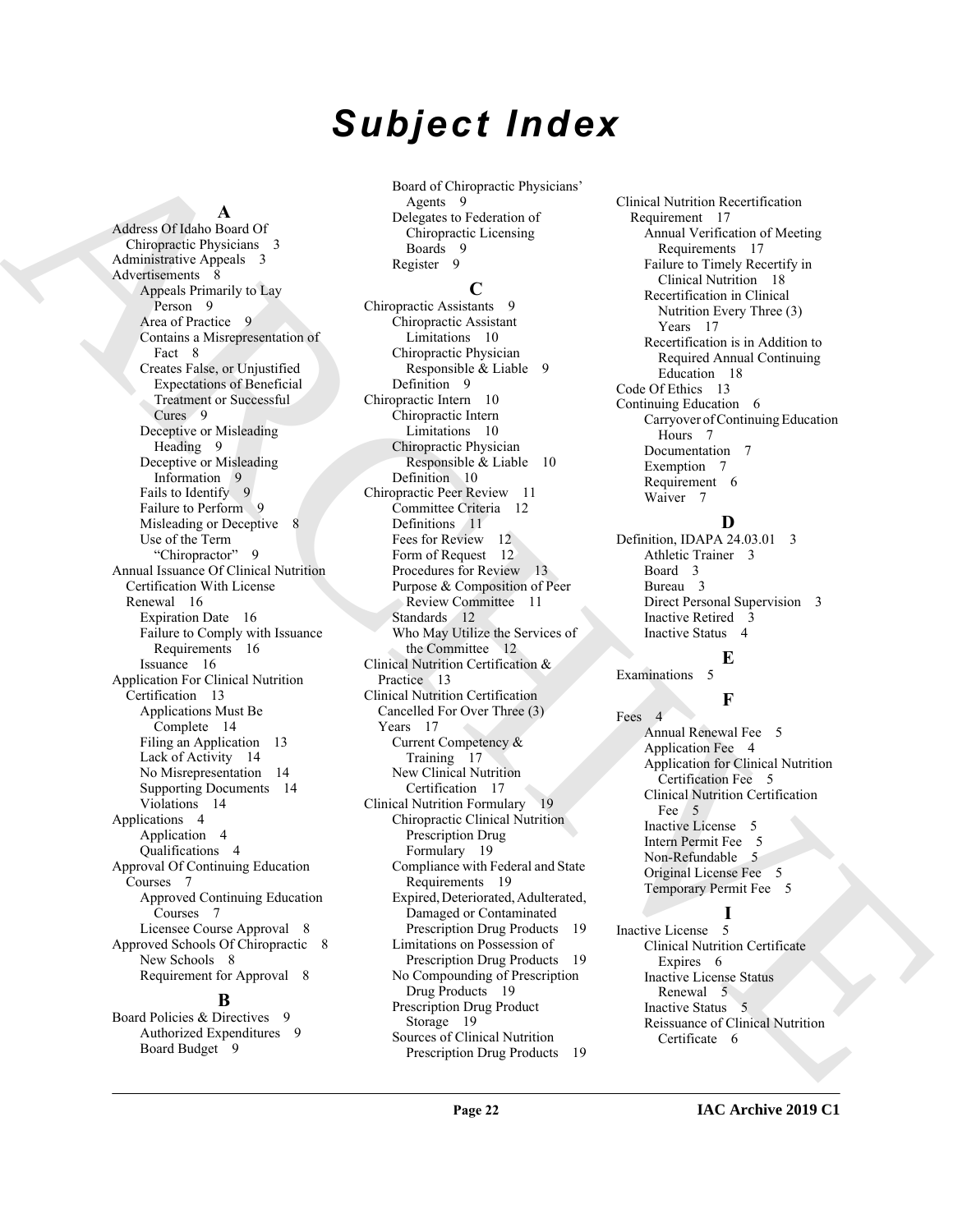# Subject Index

## A

Address Of Idaho Board Of Chiropractic Physicians 3
Administrative Appeals 3
Advertisements 8
- Appeals Primarily to Lay Person 9
- Area of Practice 9
- Contains a Misrepresentation of Fact 8
- Creates False, or Unjustified Expectations of Beneficial Treatment or Successful Cures 9
- Deceptive or Misleading Heading 9
- Deceptive or Misleading Information 9
- Fails to Identify 9
- Failure to Perform 9
- Misleading or Deceptive 8
- Use of the Term "Chiropractor" 9

Annual Issuance Of Clinical Nutrition Certification With License Renewal 16
- Expiration Date 16
- Failure to Comply with Issuance Requirements 16
- Issuance 16

Application For Clinical Nutrition Certification 13
- Applications Must Be Complete 14
- Filing an Application 13
- Lack of Activity 14
- No Misrepresentation 14
- Supporting Documents 14
- Violations 14

Applications 4
- Application 4
- Qualifications 4

Approval Of Continuing Education Courses 7
- Approved Continuing Education Courses 7
- Licensee Course Approval 8

Approved Schools Of Chiropractic 8
- New Schools 8
- Requirement for Approval 8

## B

Board Policies & Directives 9
- Authorized Expenditures 9
- Board Budget 9
- Board of Chiropractic Physicians' Agents 9
- Delegates to Federation of Chiropractic Licensing Boards 9
- Register 9

## C

Chiropractic Assistants 9
- Chiropractic Assistant Limitations 10
- Chiropractic Physician Responsible & Liable 9
- Definition 9

Chiropractic Intern 10
- Chiropractic Intern Limitations 10
- Chiropractic Physician Responsible & Liable 10
- Definition 10

Chiropractic Peer Review 11
- Committee Criteria 12
- Definitions 11
- Fees for Review 12
- Form of Request 12
- Procedures for Review 13
- Purpose & Composition of Peer Review Committee 11
- Standards 12
- Who May Utilize the Services of the Committee 12

Clinical Nutrition Certification & Practice 13

Clinical Nutrition Certification Cancelled For Over Three (3) Years 17
- Current Competency & Training 17
- New Clinical Nutrition Certification 17

Clinical Nutrition Formulary 19
- Chiropractic Clinical Nutrition Prescription Drug Formulary 19
- Compliance with Federal and State Requirements 19
- Expired, Deteriorated, Adulterated, Damaged or Contaminated Prescription Drug Products 19
- Limitations on Possession of Prescription Drug Products 19
- No Compounding of Prescription Drug Products 19
- Prescription Drug Product Storage 19
- Sources of Clinical Nutrition Prescription Drug Products 19

Clinical Nutrition Recertification Requirement 17
- Annual Verification of Meeting Requirements 17
- Failure to Timely Recertify in Clinical Nutrition 18
- Recertification in Clinical Nutrition Every Three (3) Years 17
- Recertification is in Addition to Required Annual Continuing Education 18

Code Of Ethics 13

Continuing Education 6
- Carryover of Continuing Education Hours 7
- Documentation 7
- Exemption 7
- Requirement 6
- Waiver 7

## D

Definition, IDAPA 24.03.01 3
- Athletic Trainer 3
- Board 3
- Bureau 3
- Direct Personal Supervision 3
- Inactive Retired 3
- Inactive Status 4

## E

Examinations 5

## F

Fees 4
- Annual Renewal Fee 5
- Application Fee 4
- Application for Clinical Nutrition Certification Fee 5
- Clinical Nutrition Certification Fee 5
- Inactive License 5
- Intern Permit Fee 5
- Non-Refundable 5
- Original License Fee 5
- Temporary Permit Fee 5

## I

Inactive License 5
- Clinical Nutrition Certificate Expires 6
- Inactive License Status Renewal 5
- Inactive Status 5
- Reissuance of Clinical Nutrition Certificate 6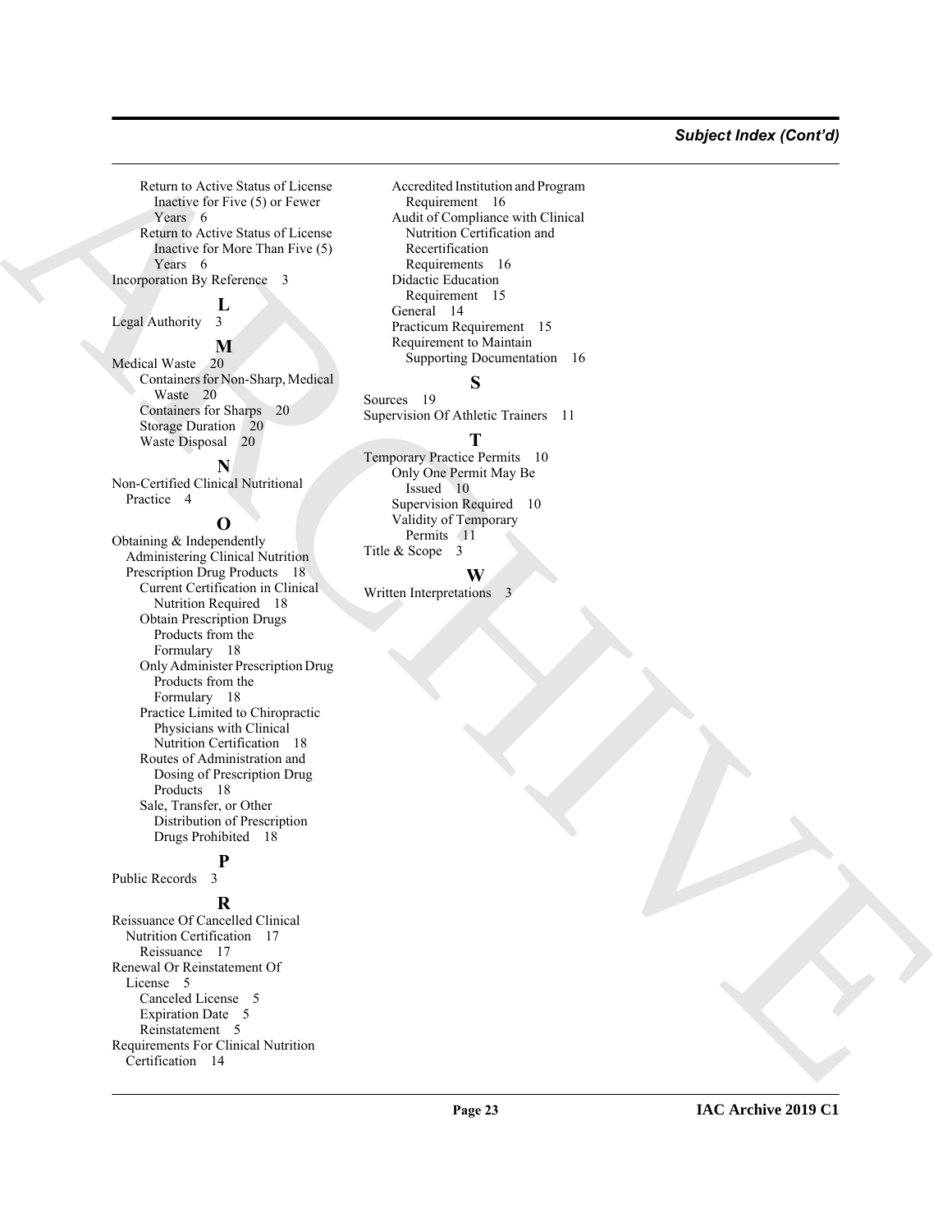Return to Active Status of License Inactive for Five (5) or Fewer Years 6
Return to Active Status of License Inactive for More Than Five (5) Years 6
Incorporation By Reference 3

**L**

Legal Authority 3

**M**

Medical Waste 20
Containers for Non-Sharp, Medical Waste 20
Containers for Sharps 20
Storage Duration 20
Waste Disposal 20

**N**

Non-Certified Clinical Nutritional Practice 4

**O**

Obtaining & Independently Administering Clinical Nutrition Prescription Drug Products 18
Current Certification in Clinical Nutrition Required 18
Obtain Prescription Drugs Products from the Formulary 18
Only Administer Prescription Drug Products from the Formulary 18
Practice Limited to Chiropractic Physicians with Clinical Nutrition Certification 18
Routes of Administration and Dosing of Prescription Drug Products 18
Sale, Transfer, or Other Distribution of Prescription Drugs Prohibited 18

**P**

Public Records 3

**R**

Reissuance Of Cancelled Clinical Nutrition Certification 17
Reissuance 17
Renewal Or Reinstatement Of License 5
Canceled License 5
Expiration Date 5
Reinstatement 5
Requirements For Clinical Nutrition Certification 14
Accredited Institution and Program Requirement 16
Audit of Compliance with Clinical Nutrition Certification and Recertification Requirements 16
Didactic Education Requirement 15
General 14
Practicum Requirement 15
Requirement to Maintain Supporting Documentation 16

**S**

Sources 19
Supervision Of Athletic Trainers 11

**T**

Temporary Practice Permits 10
Only One Permit May Be Issued 10
Supervision Required 10
Validity of Temporary Permits 11
Title & Scope 3

**W**

Written Interpretations 3